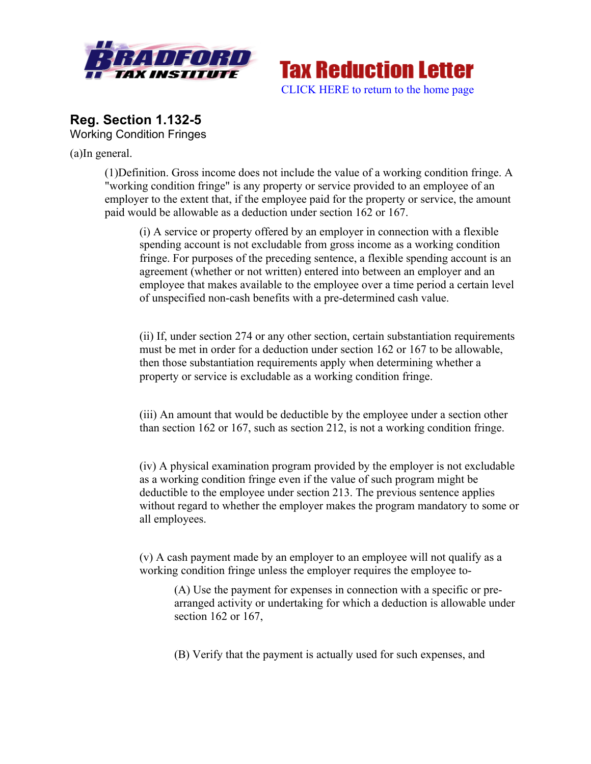Tax Reduction Letter

CLICK HERE to return to the home page

## Reg. Section 1.132-5

Working Condition Fringes

(a)In general.

(1)Definition. Gross income does not include the value of a working condition fringe. A "working condition fringe" is any property or service provided to an employee of an employer to the extent that, if the employee paid for the property or service, the amount paid would be allowable as a deduction under section 162 or 167.

(i) A service or property offered by an employer in connection with a flexible spending account is not excludable from gross income as a working condition fringe. For purposes of the preceding sentence, a flexible spending account is an agreement (whether or not written) entered into between an employer and an employee that makes available to the employee over a time period a certain level of unspecified non-cash benefits with a pre-determined cash value.

(ii) If, under section 274 or any other section, certain substantiation requirements must be met in order for a deduction under section 162 or 167 to be allowable, then those substantiation requirements apply when determining whether a property or service is excludable as a working condition fringe.

(iii) An amount that would be deductible by the employee under a section other than section 162 or 167, such as section 212, is not a working condition fringe.

(iv) A physical examination program provided by the employer is not excludable as a working condition fringe even if the value of such program might be deductible to the employee under section 213. The previous sentence applies without regard to whether the employer makes the program mandatory to some or all employees.

(v) A cash payment made by an employer to an employee will not qualify as a working condition fringe unless the employer requires the employee to-

(A) Use the payment for expenses in connection with a specific or pre-arranged activity or undertaking for which a deduction is allowable under section 162 or 167,

(B) Verify that the payment is actually used for such expenses, and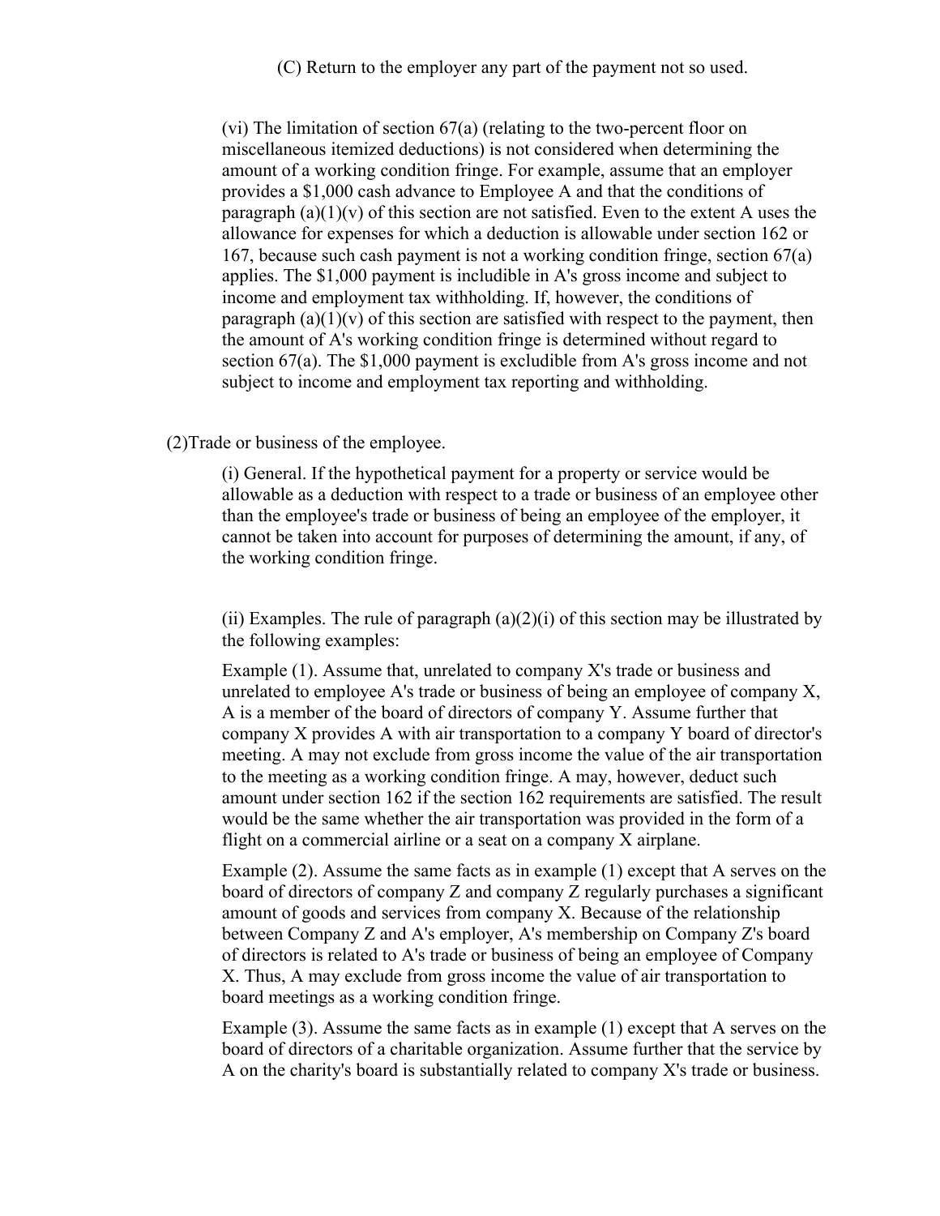(C) Return to the employer any part of the payment not so used.

(vi) The limitation of section 67(a) (relating to the two-percent floor on miscellaneous itemized deductions) is not considered when determining the amount of a working condition fringe. For example, assume that an employer provides a $1,000 cash advance to Employee A and that the conditions of paragraph (a)(1)(v) of this section are not satisfied. Even to the extent A uses the allowance for expenses for which a deduction is allowable under section 162 or 167, because such cash payment is not a working condition fringe, section 67(a) applies. The $1,000 payment is includible in A's gross income and subject to income and employment tax withholding. If, however, the conditions of paragraph (a)(1)(v) of this section are satisfied with respect to the payment, then the amount of A's working condition fringe is determined without regard to section 67(a). The $1,000 payment is excludible from A's gross income and not subject to income and employment tax reporting and withholding.

(2)Trade or business of the employee.

(i) General. If the hypothetical payment for a property or service would be allowable as a deduction with respect to a trade or business of an employee other than the employee's trade or business of being an employee of the employer, it cannot be taken into account for purposes of determining the amount, if any, of the working condition fringe.

(ii) Examples. The rule of paragraph (a)(2)(i) of this section may be illustrated by the following examples:

Example (1). Assume that, unrelated to company X's trade or business and unrelated to employee A's trade or business of being an employee of company X, A is a member of the board of directors of company Y. Assume further that company X provides A with air transportation to a company Y board of director's meeting. A may not exclude from gross income the value of the air transportation to the meeting as a working condition fringe. A may, however, deduct such amount under section 162 if the section 162 requirements are satisfied. The result would be the same whether the air transportation was provided in the form of a flight on a commercial airline or a seat on a company X airplane.

Example (2). Assume the same facts as in example (1) except that A serves on the board of directors of company Z and company Z regularly purchases a significant amount of goods and services from company X. Because of the relationship between Company Z and A's employer, A's membership on Company Z's board of directors is related to A's trade or business of being an employee of Company X. Thus, A may exclude from gross income the value of air transportation to board meetings as a working condition fringe.

Example (3). Assume the same facts as in example (1) except that A serves on the board of directors of a charitable organization. Assume further that the service by A on the charity's board is substantially related to company X's trade or business.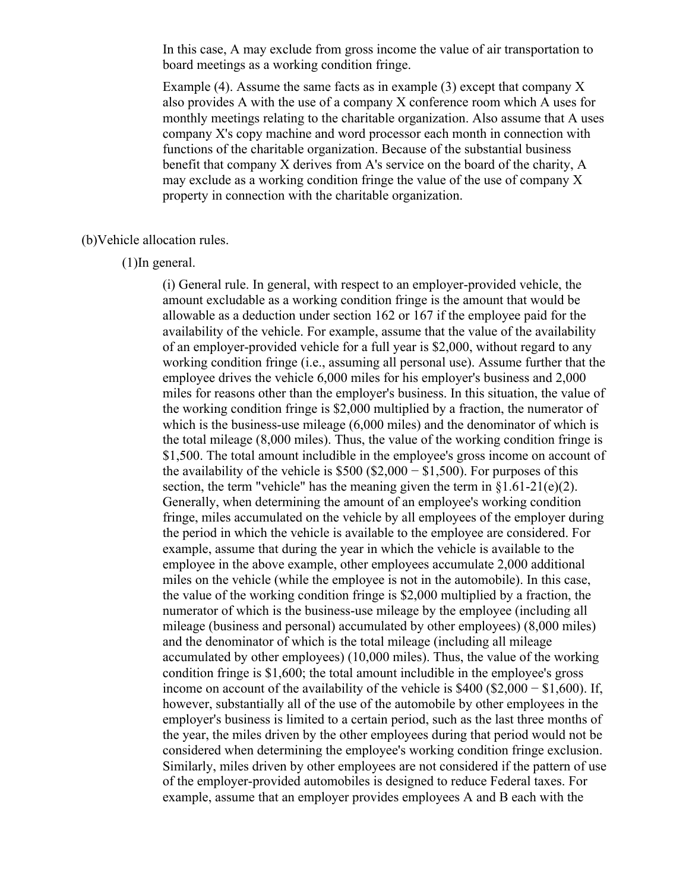In this case, A may exclude from gross income the value of air transportation to board meetings as a working condition fringe.

Example (4). Assume the same facts as in example (3) except that company X also provides A with the use of a company X conference room which A uses for monthly meetings relating to the charitable organization. Also assume that A uses company X's copy machine and word processor each month in connection with functions of the charitable organization. Because of the substantial business benefit that company X derives from A's service on the board of the charity, A may exclude as a working condition fringe the value of the use of company X property in connection with the charitable organization.

(b)Vehicle allocation rules.

(1)In general.

(i) General rule. In general, with respect to an employer-provided vehicle, the amount excludable as a working condition fringe is the amount that would be allowable as a deduction under section 162 or 167 if the employee paid for the availability of the vehicle. For example, assume that the value of the availability of an employer-provided vehicle for a full year is $2,000, without regard to any working condition fringe (i.e., assuming all personal use). Assume further that the employee drives the vehicle 6,000 miles for his employer's business and 2,000 miles for reasons other than the employer's business. In this situation, the value of the working condition fringe is $2,000 multiplied by a fraction, the numerator of which is the business-use mileage (6,000 miles) and the denominator of which is the total mileage (8,000 miles). Thus, the value of the working condition fringe is $1,500. The total amount includible in the employee's gross income on account of the availability of the vehicle is $500 ($2,000 − $1,500). For purposes of this section, the term "vehicle" has the meaning given the term in §1.61-21(e)(2). Generally, when determining the amount of an employee's working condition fringe, miles accumulated on the vehicle by all employees of the employer during the period in which the vehicle is available to the employee are considered. For example, assume that during the year in which the vehicle is available to the employee in the above example, other employees accumulate 2,000 additional miles on the vehicle (while the employee is not in the automobile). In this case, the value of the working condition fringe is $2,000 multiplied by a fraction, the numerator of which is the business-use mileage by the employee (including all mileage (business and personal) accumulated by other employees) (8,000 miles) and the denominator of which is the total mileage (including all mileage accumulated by other employees) (10,000 miles). Thus, the value of the working condition fringe is $1,600; the total amount includible in the employee's gross income on account of the availability of the vehicle is $400 ($2,000 − $1,600). If, however, substantially all of the use of the automobile by other employees in the employer's business is limited to a certain period, such as the last three months of the year, the miles driven by the other employees during that period would not be considered when determining the employee's working condition fringe exclusion. Similarly, miles driven by other employees are not considered if the pattern of use of the employer-provided automobiles is designed to reduce Federal taxes. For example, assume that an employer provides employees A and B each with the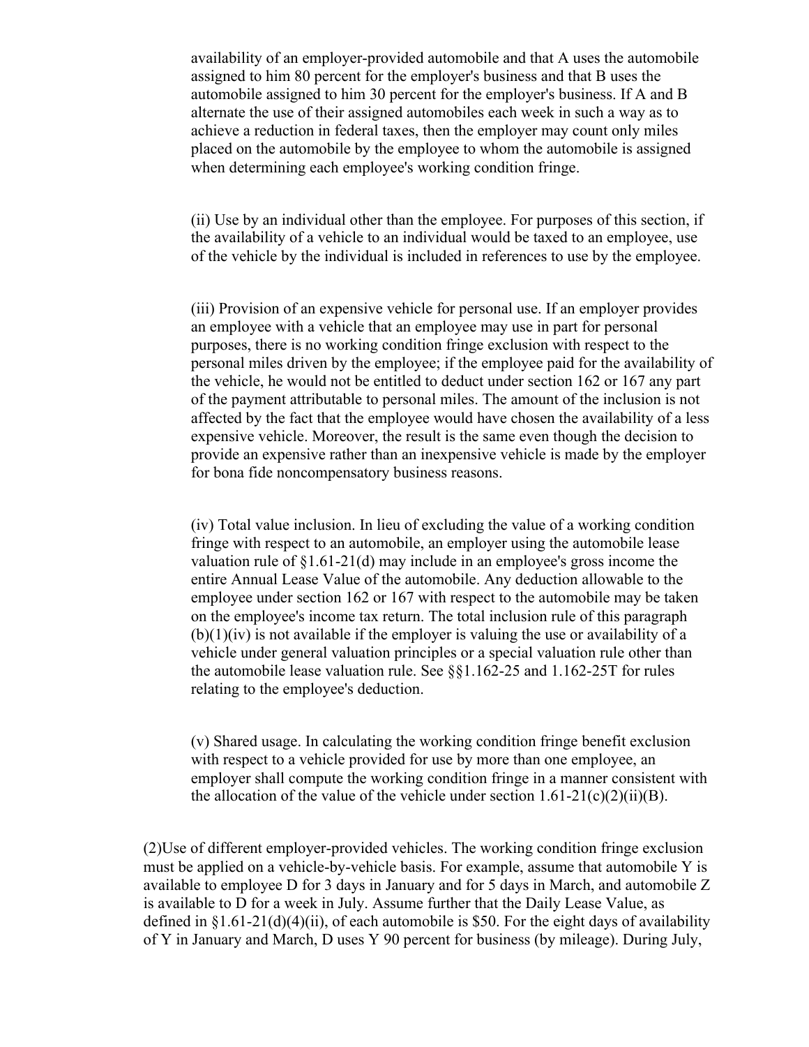availability of an employer-provided automobile and that A uses the automobile assigned to him 80 percent for the employer's business and that B uses the automobile assigned to him 30 percent for the employer's business. If A and B alternate the use of their assigned automobiles each week in such a way as to achieve a reduction in federal taxes, then the employer may count only miles placed on the automobile by the employee to whom the automobile is assigned when determining each employee's working condition fringe.

(ii) Use by an individual other than the employee. For purposes of this section, if the availability of a vehicle to an individual would be taxed to an employee, use of the vehicle by the individual is included in references to use by the employee.

(iii) Provision of an expensive vehicle for personal use. If an employer provides an employee with a vehicle that an employee may use in part for personal purposes, there is no working condition fringe exclusion with respect to the personal miles driven by the employee; if the employee paid for the availability of the vehicle, he would not be entitled to deduct under section 162 or 167 any part of the payment attributable to personal miles. The amount of the inclusion is not affected by the fact that the employee would have chosen the availability of a less expensive vehicle. Moreover, the result is the same even though the decision to provide an expensive rather than an inexpensive vehicle is made by the employer for bona fide noncompensatory business reasons.

(iv) Total value inclusion. In lieu of excluding the value of a working condition fringe with respect to an automobile, an employer using the automobile lease valuation rule of §1.61-21(d) may include in an employee's gross income the entire Annual Lease Value of the automobile. Any deduction allowable to the employee under section 162 or 167 with respect to the automobile may be taken on the employee's income tax return. The total inclusion rule of this paragraph (b)(1)(iv) is not available if the employer is valuing the use or availability of a vehicle under general valuation principles or a special valuation rule other than the automobile lease valuation rule. See §§1.162-25 and 1.162-25T for rules relating to the employee's deduction.

(v) Shared usage. In calculating the working condition fringe benefit exclusion with respect to a vehicle provided for use by more than one employee, an employer shall compute the working condition fringe in a manner consistent with the allocation of the value of the vehicle under section 1.61-21(c)(2)(ii)(B).

(2)Use of different employer-provided vehicles. The working condition fringe exclusion must be applied on a vehicle-by-vehicle basis. For example, assume that automobile Y is available to employee D for 3 days in January and for 5 days in March, and automobile Z is available to D for a week in July. Assume further that the Daily Lease Value, as defined in §1.61-21(d)(4)(ii), of each automobile is $50. For the eight days of availability of Y in January and March, D uses Y 90 percent for business (by mileage). During July,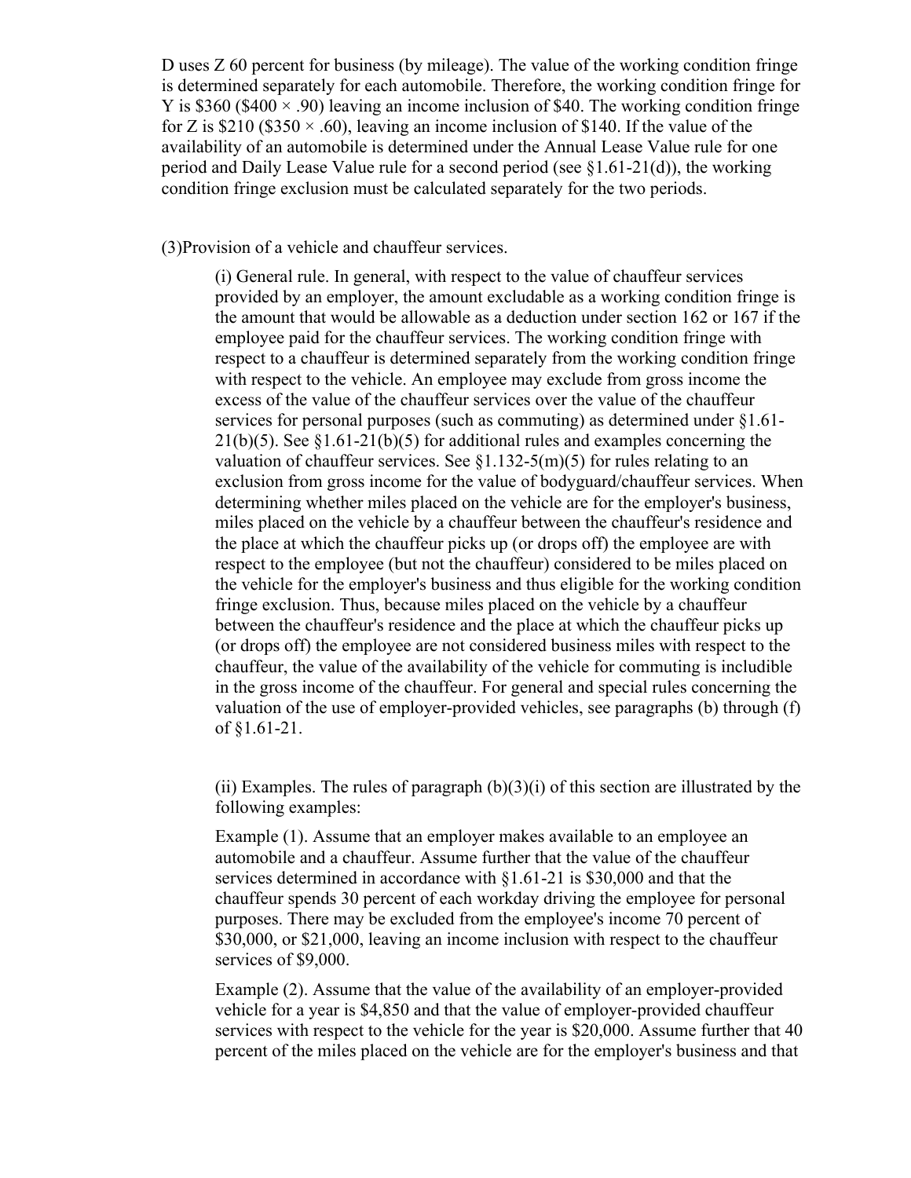D uses Z 60 percent for business (by mileage). The value of the working condition fringe is determined separately for each automobile. Therefore, the working condition fringe for Y is $360 ($400 × .90) leaving an income inclusion of $40. The working condition fringe for Z is $210 ($350 × .60), leaving an income inclusion of $140. If the value of the availability of an automobile is determined under the Annual Lease Value rule for one period and Daily Lease Value rule for a second period (see §1.61-21(d)), the working condition fringe exclusion must be calculated separately for the two periods.

(3)Provision of a vehicle and chauffeur services.

(i) General rule. In general, with respect to the value of chauffeur services provided by an employer, the amount excludable as a working condition fringe is the amount that would be allowable as a deduction under section 162 or 167 if the employee paid for the chauffeur services. The working condition fringe with respect to a chauffeur is determined separately from the working condition fringe with respect to the vehicle. An employee may exclude from gross income the excess of the value of the chauffeur services over the value of the chauffeur services for personal purposes (such as commuting) as determined under §1.61-21(b)(5). See §1.61-21(b)(5) for additional rules and examples concerning the valuation of chauffeur services. See §1.132-5(m)(5) for rules relating to an exclusion from gross income for the value of bodyguard/chauffeur services. When determining whether miles placed on the vehicle are for the employer's business, miles placed on the vehicle by a chauffeur between the chauffeur's residence and the place at which the chauffeur picks up (or drops off) the employee are with respect to the employee (but not the chauffeur) considered to be miles placed on the vehicle for the employer's business and thus eligible for the working condition fringe exclusion. Thus, because miles placed on the vehicle by a chauffeur between the chauffeur's residence and the place at which the chauffeur picks up (or drops off) the employee are not considered business miles with respect to the chauffeur, the value of the availability of the vehicle for commuting is includible in the gross income of the chauffeur. For general and special rules concerning the valuation of the use of employer-provided vehicles, see paragraphs (b) through (f) of §1.61-21.

(ii) Examples. The rules of paragraph (b)(3)(i) of this section are illustrated by the following examples:

Example (1). Assume that an employer makes available to an employee an automobile and a chauffeur. Assume further that the value of the chauffeur services determined in accordance with §1.61-21 is $30,000 and that the chauffeur spends 30 percent of each workday driving the employee for personal purposes. There may be excluded from the employee's income 70 percent of $30,000, or $21,000, leaving an income inclusion with respect to the chauffeur services of $9,000.

Example (2). Assume that the value of the availability of an employer-provided vehicle for a year is $4,850 and that the value of employer-provided chauffeur services with respect to the vehicle for the year is $20,000. Assume further that 40 percent of the miles placed on the vehicle are for the employer's business and that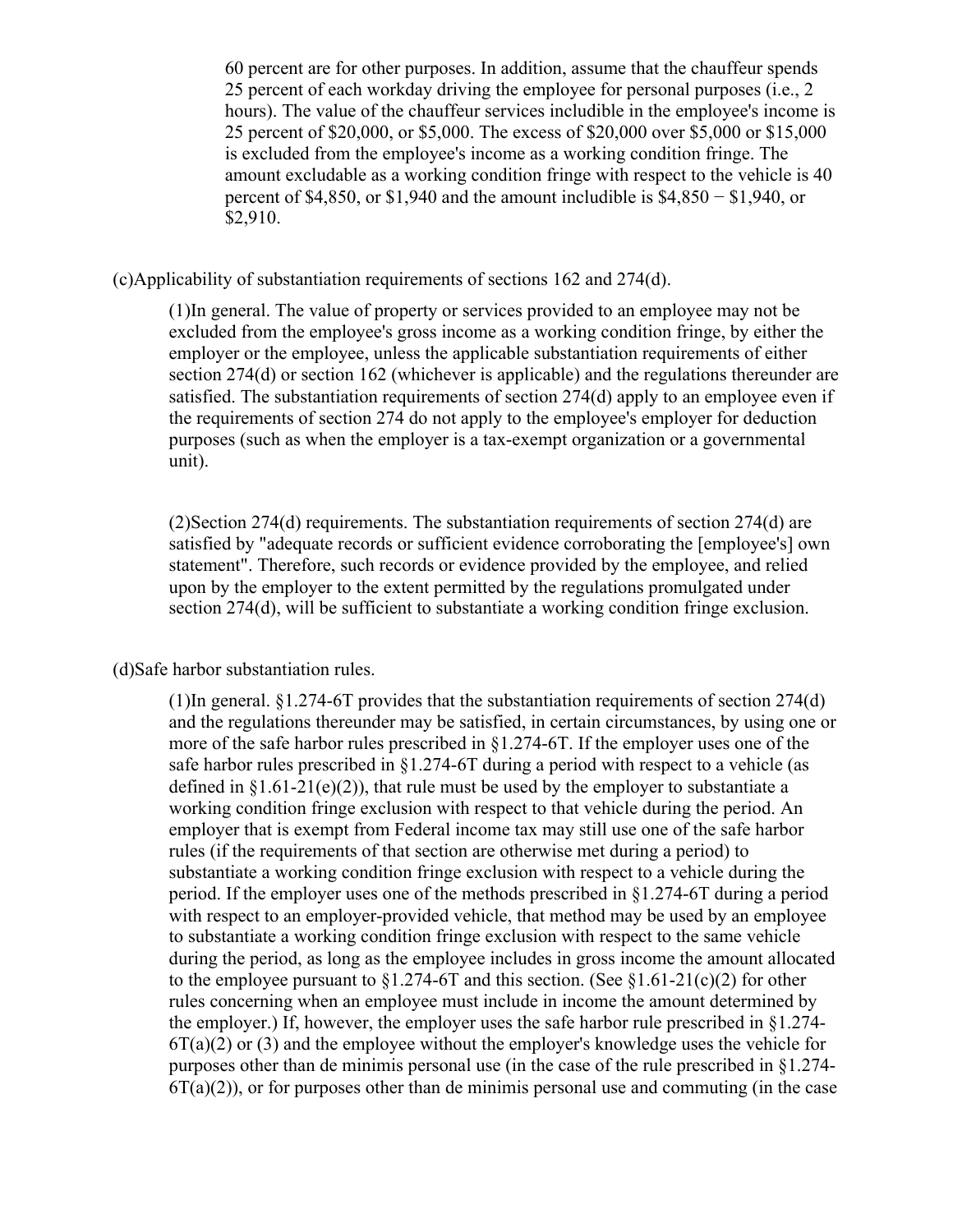60 percent are for other purposes. In addition, assume that the chauffeur spends 25 percent of each workday driving the employee for personal purposes (i.e., 2 hours). The value of the chauffeur services includible in the employee's income is 25 percent of $20,000, or $5,000. The excess of $20,000 over $5,000 or $15,000 is excluded from the employee's income as a working condition fringe. The amount excludable as a working condition fringe with respect to the vehicle is 40 percent of $4,850, or $1,940 and the amount includible is $4,850 − $1,940, or $2,910.

(c)Applicability of substantiation requirements of sections 162 and 274(d).

(1)In general. The value of property or services provided to an employee may not be excluded from the employee's gross income as a working condition fringe, by either the employer or the employee, unless the applicable substantiation requirements of either section 274(d) or section 162 (whichever is applicable) and the regulations thereunder are satisfied. The substantiation requirements of section 274(d) apply to an employee even if the requirements of section 274 do not apply to the employee's employer for deduction purposes (such as when the employer is a tax-exempt organization or a governmental unit).

(2)Section 274(d) requirements. The substantiation requirements of section 274(d) are satisfied by "adequate records or sufficient evidence corroborating the [employee's] own statement". Therefore, such records or evidence provided by the employee, and relied upon by the employer to the extent permitted by the regulations promulgated under section 274(d), will be sufficient to substantiate a working condition fringe exclusion.

(d)Safe harbor substantiation rules.

(1)In general. §1.274-6T provides that the substantiation requirements of section 274(d) and the regulations thereunder may be satisfied, in certain circumstances, by using one or more of the safe harbor rules prescribed in §1.274-6T. If the employer uses one of the safe harbor rules prescribed in §1.274-6T during a period with respect to a vehicle (as defined in §1.61-21(e)(2)), that rule must be used by the employer to substantiate a working condition fringe exclusion with respect to that vehicle during the period. An employer that is exempt from Federal income tax may still use one of the safe harbor rules (if the requirements of that section are otherwise met during a period) to substantiate a working condition fringe exclusion with respect to a vehicle during the period. If the employer uses one of the methods prescribed in §1.274-6T during a period with respect to an employer-provided vehicle, that method may be used by an employee to substantiate a working condition fringe exclusion with respect to the same vehicle during the period, as long as the employee includes in gross income the amount allocated to the employee pursuant to §1.274-6T and this section. (See §1.61-21(c)(2) for other rules concerning when an employee must include in income the amount determined by the employer.) If, however, the employer uses the safe harbor rule prescribed in §1.274-6T(a)(2) or (3) and the employee without the employer's knowledge uses the vehicle for purposes other than de minimis personal use (in the case of the rule prescribed in §1.274-6T(a)(2)), or for purposes other than de minimis personal use and commuting (in the case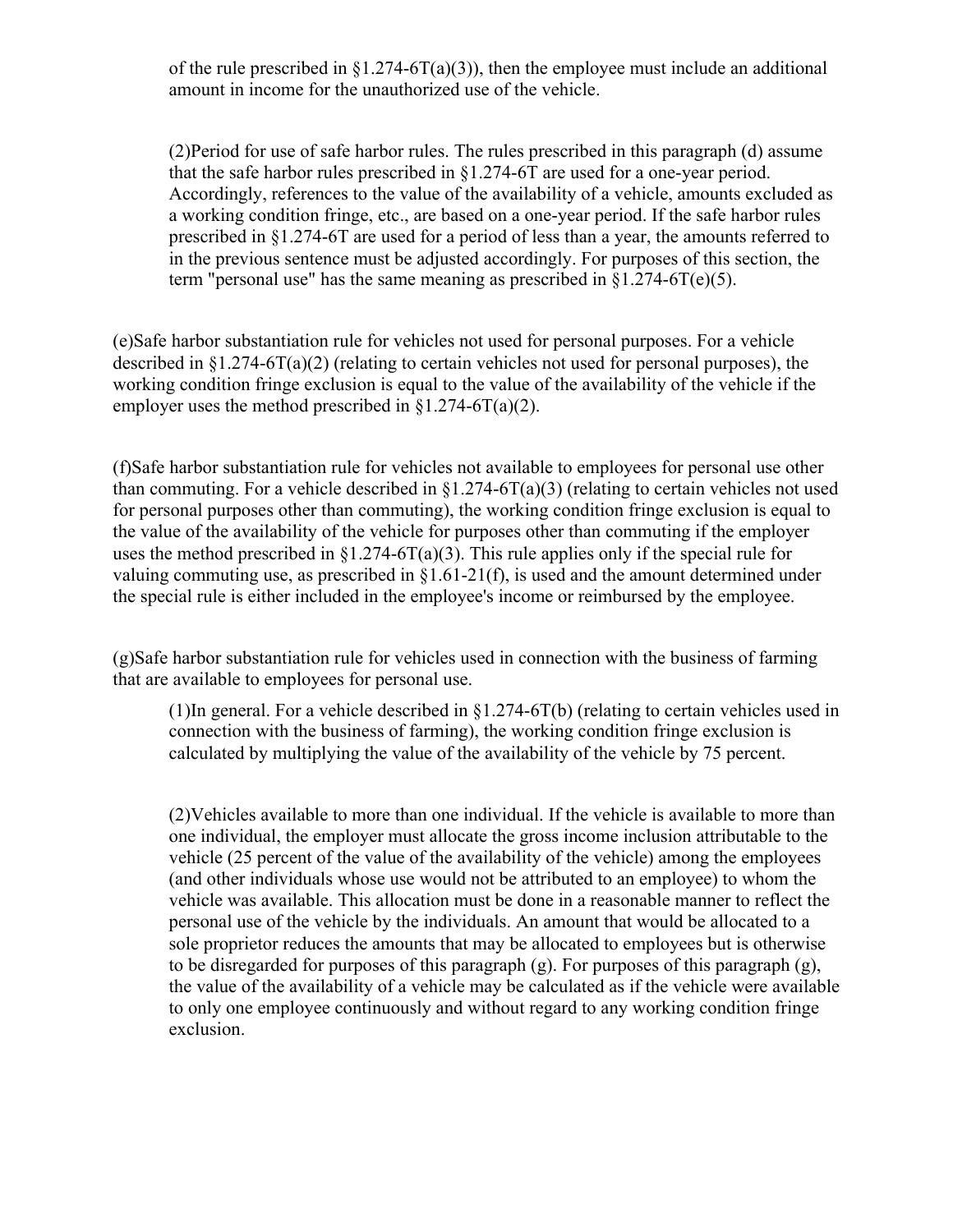of the rule prescribed in §1.274-6T(a)(3)), then the employee must include an additional amount in income for the unauthorized use of the vehicle.

(2)Period for use of safe harbor rules. The rules prescribed in this paragraph (d) assume that the safe harbor rules prescribed in §1.274-6T are used for a one-year period. Accordingly, references to the value of the availability of a vehicle, amounts excluded as a working condition fringe, etc., are based on a one-year period. If the safe harbor rules prescribed in §1.274-6T are used for a period of less than a year, the amounts referred to in the previous sentence must be adjusted accordingly. For purposes of this section, the term "personal use" has the same meaning as prescribed in §1.274-6T(e)(5).

(e)Safe harbor substantiation rule for vehicles not used for personal purposes. For a vehicle described in §1.274-6T(a)(2) (relating to certain vehicles not used for personal purposes), the working condition fringe exclusion is equal to the value of the availability of the vehicle if the employer uses the method prescribed in §1.274-6T(a)(2).

(f)Safe harbor substantiation rule for vehicles not available to employees for personal use other than commuting. For a vehicle described in §1.274-6T(a)(3) (relating to certain vehicles not used for personal purposes other than commuting), the working condition fringe exclusion is equal to the value of the availability of the vehicle for purposes other than commuting if the employer uses the method prescribed in §1.274-6T(a)(3). This rule applies only if the special rule for valuing commuting use, as prescribed in §1.61-21(f), is used and the amount determined under the special rule is either included in the employee's income or reimbursed by the employee.

(g)Safe harbor substantiation rule for vehicles used in connection with the business of farming that are available to employees for personal use.

(1)In general. For a vehicle described in §1.274-6T(b) (relating to certain vehicles used in connection with the business of farming), the working condition fringe exclusion is calculated by multiplying the value of the availability of the vehicle by 75 percent.

(2)Vehicles available to more than one individual. If the vehicle is available to more than one individual, the employer must allocate the gross income inclusion attributable to the vehicle (25 percent of the value of the availability of the vehicle) among the employees (and other individuals whose use would not be attributed to an employee) to whom the vehicle was available. This allocation must be done in a reasonable manner to reflect the personal use of the vehicle by the individuals. An amount that would be allocated to a sole proprietor reduces the amounts that may be allocated to employees but is otherwise to be disregarded for purposes of this paragraph (g). For purposes of this paragraph (g), the value of the availability of a vehicle may be calculated as if the vehicle were available to only one employee continuously and without regard to any working condition fringe exclusion.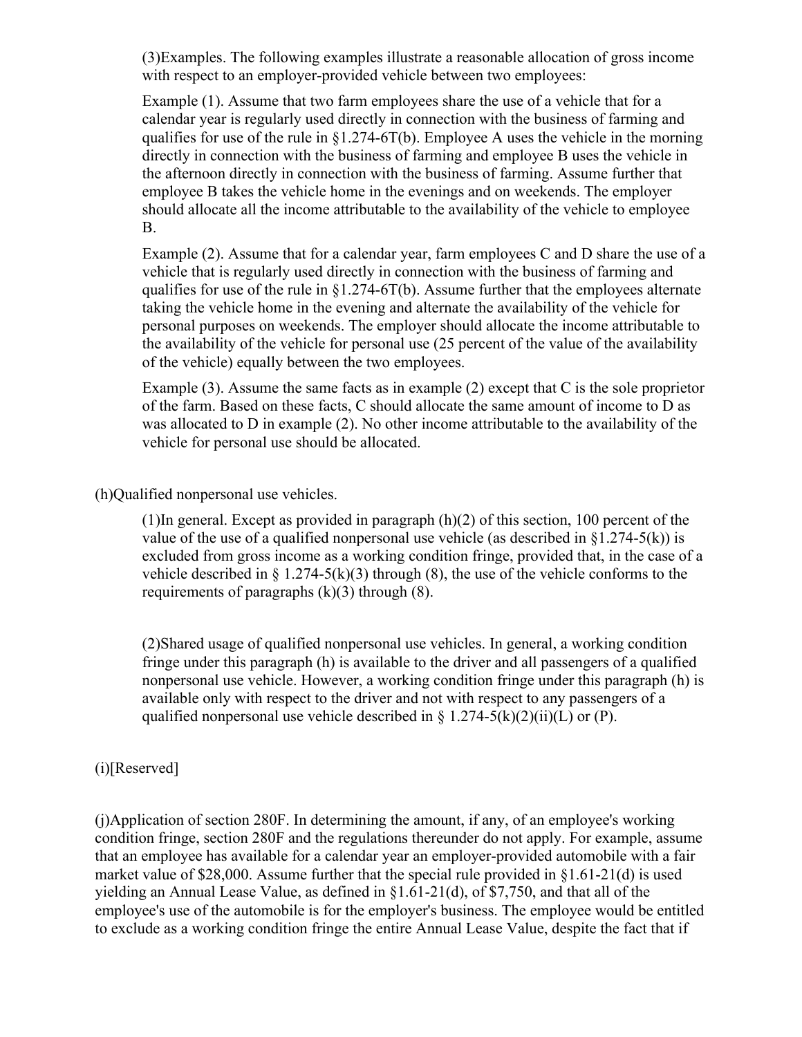(3)Examples. The following examples illustrate a reasonable allocation of gross income with respect to an employer-provided vehicle between two employees:

Example (1). Assume that two farm employees share the use of a vehicle that for a calendar year is regularly used directly in connection with the business of farming and qualifies for use of the rule in §1.274-6T(b). Employee A uses the vehicle in the morning directly in connection with the business of farming and employee B uses the vehicle in the afternoon directly in connection with the business of farming. Assume further that employee B takes the vehicle home in the evenings and on weekends. The employer should allocate all the income attributable to the availability of the vehicle to employee B.

Example (2). Assume that for a calendar year, farm employees C and D share the use of a vehicle that is regularly used directly in connection with the business of farming and qualifies for use of the rule in §1.274-6T(b). Assume further that the employees alternate taking the vehicle home in the evening and alternate the availability of the vehicle for personal purposes on weekends. The employer should allocate the income attributable to the availability of the vehicle for personal use (25 percent of the value of the availability of the vehicle) equally between the two employees.

Example (3). Assume the same facts as in example (2) except that C is the sole proprietor of the farm. Based on these facts, C should allocate the same amount of income to D as was allocated to D in example (2). No other income attributable to the availability of the vehicle for personal use should be allocated.

(h)Qualified nonpersonal use vehicles.

(1)In general. Except as provided in paragraph (h)(2) of this section, 100 percent of the value of the use of a qualified nonpersonal use vehicle (as described in §1.274-5(k)) is excluded from gross income as a working condition fringe, provided that, in the case of a vehicle described in § 1.274-5(k)(3) through (8), the use of the vehicle conforms to the requirements of paragraphs (k)(3) through (8).

(2)Shared usage of qualified nonpersonal use vehicles. In general, a working condition fringe under this paragraph (h) is available to the driver and all passengers of a qualified nonpersonal use vehicle. However, a working condition fringe under this paragraph (h) is available only with respect to the driver and not with respect to any passengers of a qualified nonpersonal use vehicle described in § 1.274-5(k)(2)(ii)(L) or (P).

(i)[Reserved]

(j)Application of section 280F. In determining the amount, if any, of an employee's working condition fringe, section 280F and the regulations thereunder do not apply. For example, assume that an employee has available for a calendar year an employer-provided automobile with a fair market value of $28,000. Assume further that the special rule provided in §1.61-21(d) is used yielding an Annual Lease Value, as defined in §1.61-21(d), of $7,750, and that all of the employee's use of the automobile is for the employer's business. The employee would be entitled to exclude as a working condition fringe the entire Annual Lease Value, despite the fact that if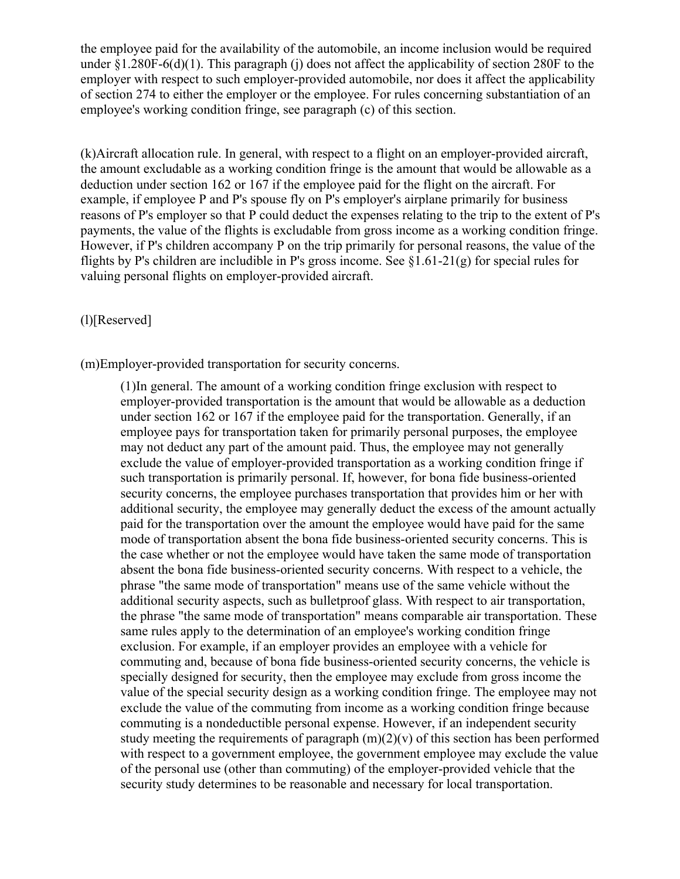the employee paid for the availability of the automobile, an income inclusion would be required under §1.280F-6(d)(1). This paragraph (j) does not affect the applicability of section 280F to the employer with respect to such employer-provided automobile, nor does it affect the applicability of section 274 to either the employer or the employee. For rules concerning substantiation of an employee's working condition fringe, see paragraph (c) of this section.

(k)Aircraft allocation rule. In general, with respect to a flight on an employer-provided aircraft, the amount excludable as a working condition fringe is the amount that would be allowable as a deduction under section 162 or 167 if the employee paid for the flight on the aircraft. For example, if employee P and P's spouse fly on P's employer's airplane primarily for business reasons of P's employer so that P could deduct the expenses relating to the trip to the extent of P's payments, the value of the flights is excludable from gross income as a working condition fringe. However, if P's children accompany P on the trip primarily for personal reasons, the value of the flights by P's children are includible in P's gross income. See §1.61-21(g) for special rules for valuing personal flights on employer-provided aircraft.

(l)[Reserved]

(m)Employer-provided transportation for security concerns.

> (1)In general. The amount of a working condition fringe exclusion with respect to employer-provided transportation is the amount that would be allowable as a deduction under section 162 or 167 if the employee paid for the transportation. Generally, if an employee pays for transportation taken for primarily personal purposes, the employee may not deduct any part of the amount paid. Thus, the employee may not generally exclude the value of employer-provided transportation as a working condition fringe if such transportation is primarily personal. If, however, for bona fide business-oriented security concerns, the employee purchases transportation that provides him or her with additional security, the employee may generally deduct the excess of the amount actually paid for the transportation over the amount the employee would have paid for the same mode of transportation absent the bona fide business-oriented security concerns. This is the case whether or not the employee would have taken the same mode of transportation absent the bona fide business-oriented security concerns. With respect to a vehicle, the phrase "the same mode of transportation" means use of the same vehicle without the additional security aspects, such as bulletproof glass. With respect to air transportation, the phrase "the same mode of transportation" means comparable air transportation. These same rules apply to the determination of an employee's working condition fringe exclusion. For example, if an employer provides an employee with a vehicle for commuting and, because of bona fide business-oriented security concerns, the vehicle is specially designed for security, then the employee may exclude from gross income the value of the special security design as a working condition fringe. The employee may not exclude the value of the commuting from income as a working condition fringe because commuting is a nondeductible personal expense. However, if an independent security study meeting the requirements of paragraph (m)(2)(v) of this section has been performed with respect to a government employee, the government employee may exclude the value of the personal use (other than commuting) of the employer-provided vehicle that the security study determines to be reasonable and necessary for local transportation.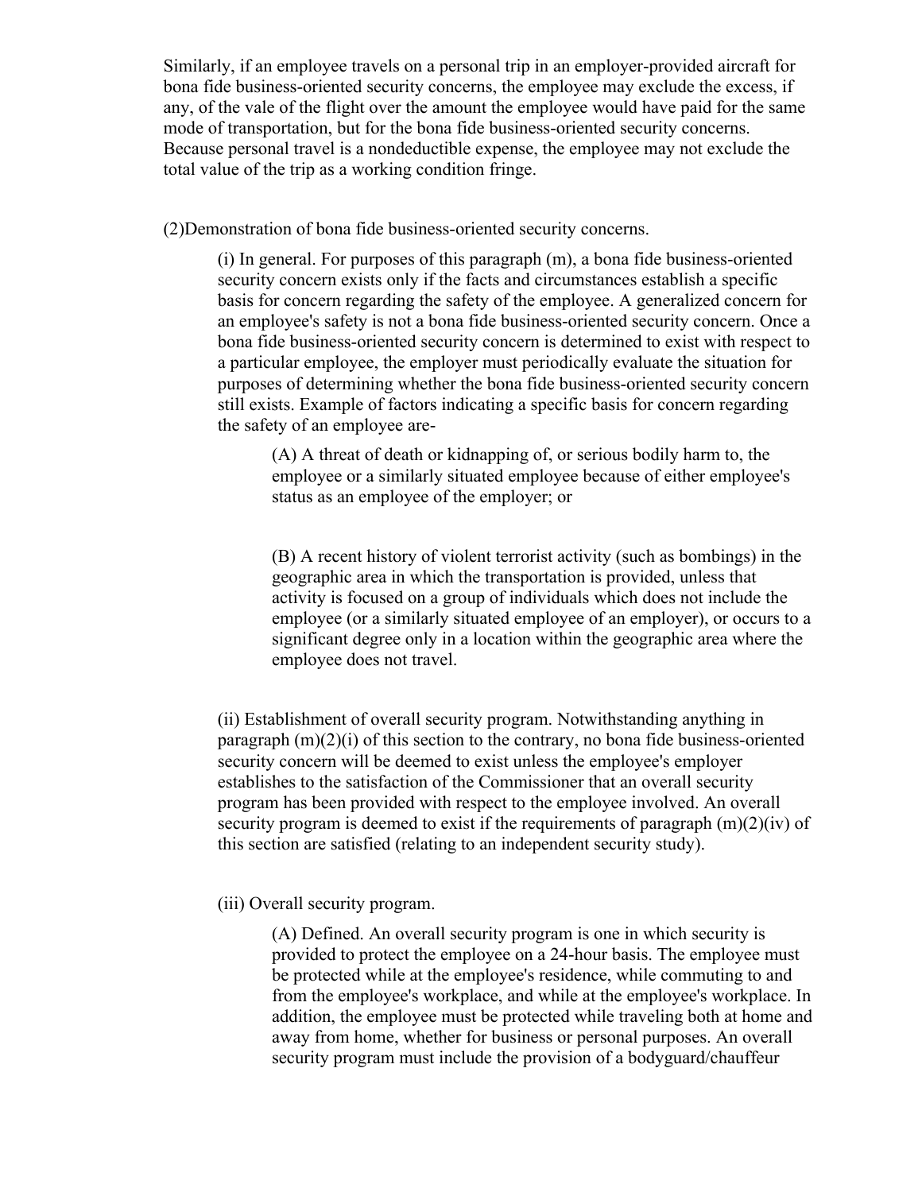Similarly, if an employee travels on a personal trip in an employer-provided aircraft for bona fide business-oriented security concerns, the employee may exclude the excess, if any, of the vale of the flight over the amount the employee would have paid for the same mode of transportation, but for the bona fide business-oriented security concerns. Because personal travel is a nondeductible expense, the employee may not exclude the total value of the trip as a working condition fringe.

(2)Demonstration of bona fide business-oriented security concerns.

(i) In general. For purposes of this paragraph (m), a bona fide business-oriented security concern exists only if the facts and circumstances establish a specific basis for concern regarding the safety of the employee. A generalized concern for an employee's safety is not a bona fide business-oriented security concern. Once a bona fide business-oriented security concern is determined to exist with respect to a particular employee, the employer must periodically evaluate the situation for purposes of determining whether the bona fide business-oriented security concern still exists. Example of factors indicating a specific basis for concern regarding the safety of an employee are-

(A) A threat of death or kidnapping of, or serious bodily harm to, the employee or a similarly situated employee because of either employee's status as an employee of the employer; or

(B) A recent history of violent terrorist activity (such as bombings) in the geographic area in which the transportation is provided, unless that activity is focused on a group of individuals which does not include the employee (or a similarly situated employee of an employer), or occurs to a significant degree only in a location within the geographic area where the employee does not travel.

(ii) Establishment of overall security program. Notwithstanding anything in paragraph (m)(2)(i) of this section to the contrary, no bona fide business-oriented security concern will be deemed to exist unless the employee's employer establishes to the satisfaction of the Commissioner that an overall security program has been provided with respect to the employee involved. An overall security program is deemed to exist if the requirements of paragraph (m)(2)(iv) of this section are satisfied (relating to an independent security study).

(iii) Overall security program.

(A) Defined. An overall security program is one in which security is provided to protect the employee on a 24-hour basis. The employee must be protected while at the employee's residence, while commuting to and from the employee's workplace, and while at the employee's workplace. In addition, the employee must be protected while traveling both at home and away from home, whether for business or personal purposes. An overall security program must include the provision of a bodyguard/chauffeur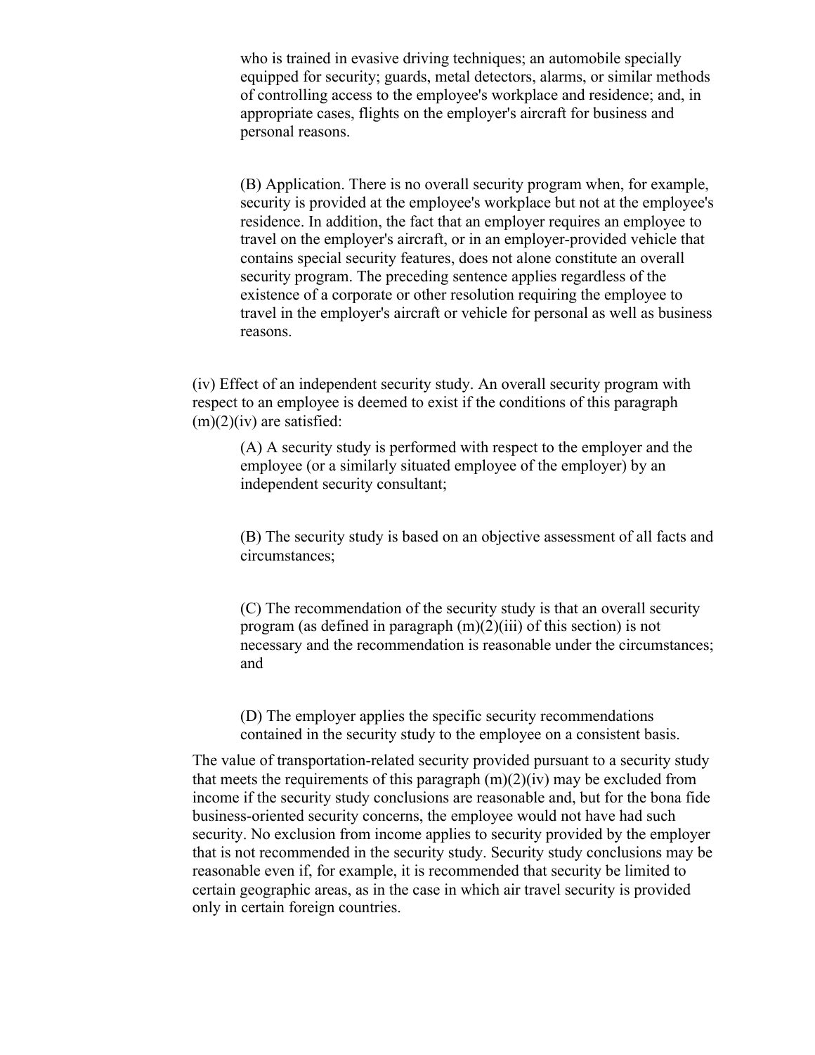who is trained in evasive driving techniques; an automobile specially equipped for security; guards, metal detectors, alarms, or similar methods of controlling access to the employee's workplace and residence; and, in appropriate cases, flights on the employer's aircraft for business and personal reasons.

(B) Application. There is no overall security program when, for example, security is provided at the employee's workplace but not at the employee's residence. In addition, the fact that an employer requires an employee to travel on the employer's aircraft, or in an employer-provided vehicle that contains special security features, does not alone constitute an overall security program. The preceding sentence applies regardless of the existence of a corporate or other resolution requiring the employee to travel in the employer's aircraft or vehicle for personal as well as business reasons.

(iv) Effect of an independent security study. An overall security program with respect to an employee is deemed to exist if the conditions of this paragraph (m)(2)(iv) are satisfied:

(A) A security study is performed with respect to the employer and the employee (or a similarly situated employee of the employer) by an independent security consultant;

(B) The security study is based on an objective assessment of all facts and circumstances;

(C) The recommendation of the security study is that an overall security program (as defined in paragraph (m)(2)(iii) of this section) is not necessary and the recommendation is reasonable under the circumstances; and

(D) The employer applies the specific security recommendations contained in the security study to the employee on a consistent basis.

The value of transportation-related security provided pursuant to a security study that meets the requirements of this paragraph (m)(2)(iv) may be excluded from income if the security study conclusions are reasonable and, but for the bona fide business-oriented security concerns, the employee would not have had such security. No exclusion from income applies to security provided by the employer that is not recommended in the security study. Security study conclusions may be reasonable even if, for example, it is recommended that security be limited to certain geographic areas, as in the case in which air travel security is provided only in certain foreign countries.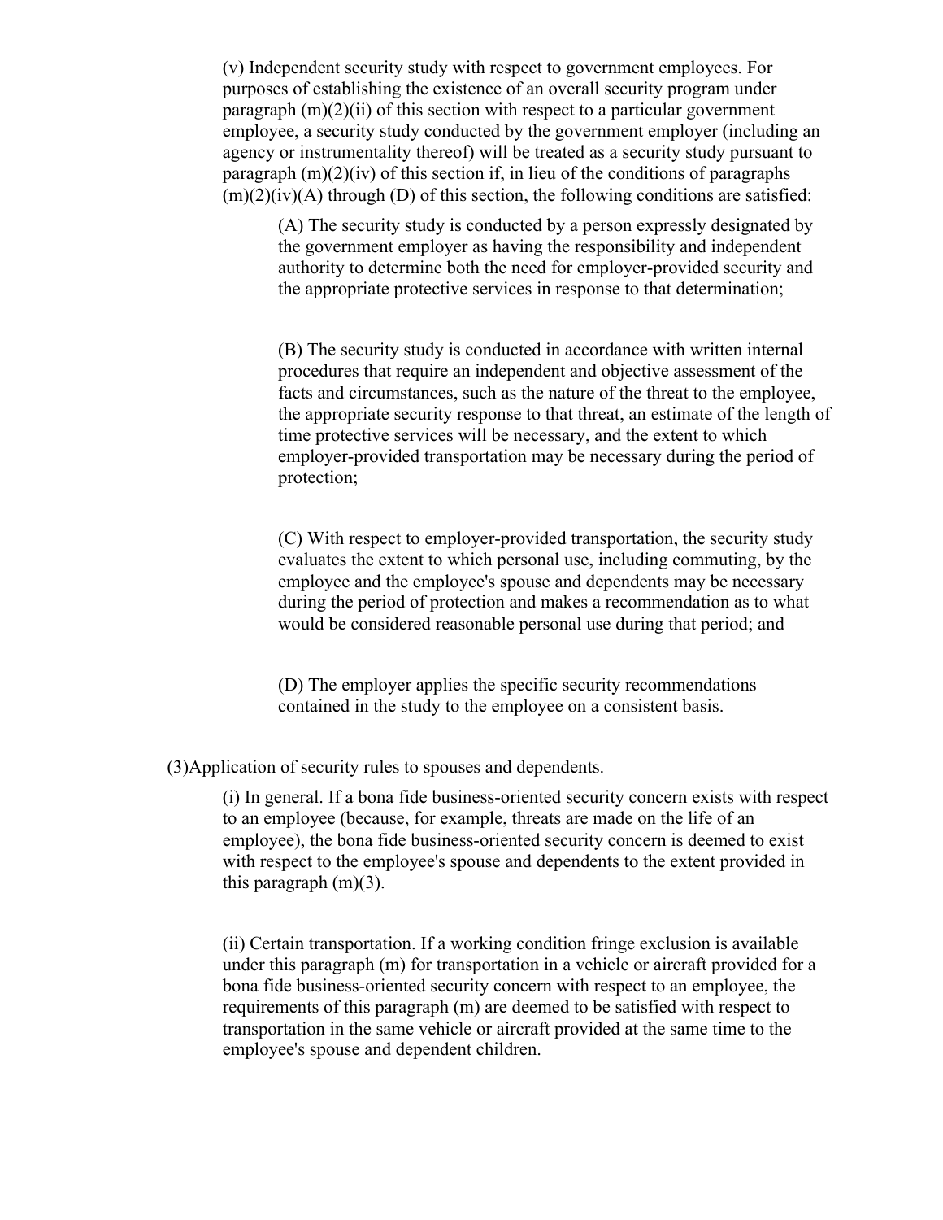(v) Independent security study with respect to government employees. For purposes of establishing the existence of an overall security program under paragraph (m)(2)(ii) of this section with respect to a particular government employee, a security study conducted by the government employer (including an agency or instrumentality thereof) will be treated as a security study pursuant to paragraph (m)(2)(iv) of this section if, in lieu of the conditions of paragraphs (m)(2)(iv)(A) through (D) of this section, the following conditions are satisfied:

(A) The security study is conducted by a person expressly designated by the government employer as having the responsibility and independent authority to determine both the need for employer-provided security and the appropriate protective services in response to that determination;

(B) The security study is conducted in accordance with written internal procedures that require an independent and objective assessment of the facts and circumstances, such as the nature of the threat to the employee, the appropriate security response to that threat, an estimate of the length of time protective services will be necessary, and the extent to which employer-provided transportation may be necessary during the period of protection;

(C) With respect to employer-provided transportation, the security study evaluates the extent to which personal use, including commuting, by the employee and the employee's spouse and dependents may be necessary during the period of protection and makes a recommendation as to what would be considered reasonable personal use during that period; and

(D) The employer applies the specific security recommendations contained in the study to the employee on a consistent basis.

(3) Application of security rules to spouses and dependents.

(i) In general. If a bona fide business-oriented security concern exists with respect to an employee (because, for example, threats are made on the life of an employee), the bona fide business-oriented security concern is deemed to exist with respect to the employee's spouse and dependents to the extent provided in this paragraph (m)(3).

(ii) Certain transportation. If a working condition fringe exclusion is available under this paragraph (m) for transportation in a vehicle or aircraft provided for a bona fide business-oriented security concern with respect to an employee, the requirements of this paragraph (m) are deemed to be satisfied with respect to transportation in the same vehicle or aircraft provided at the same time to the employee's spouse and dependent children.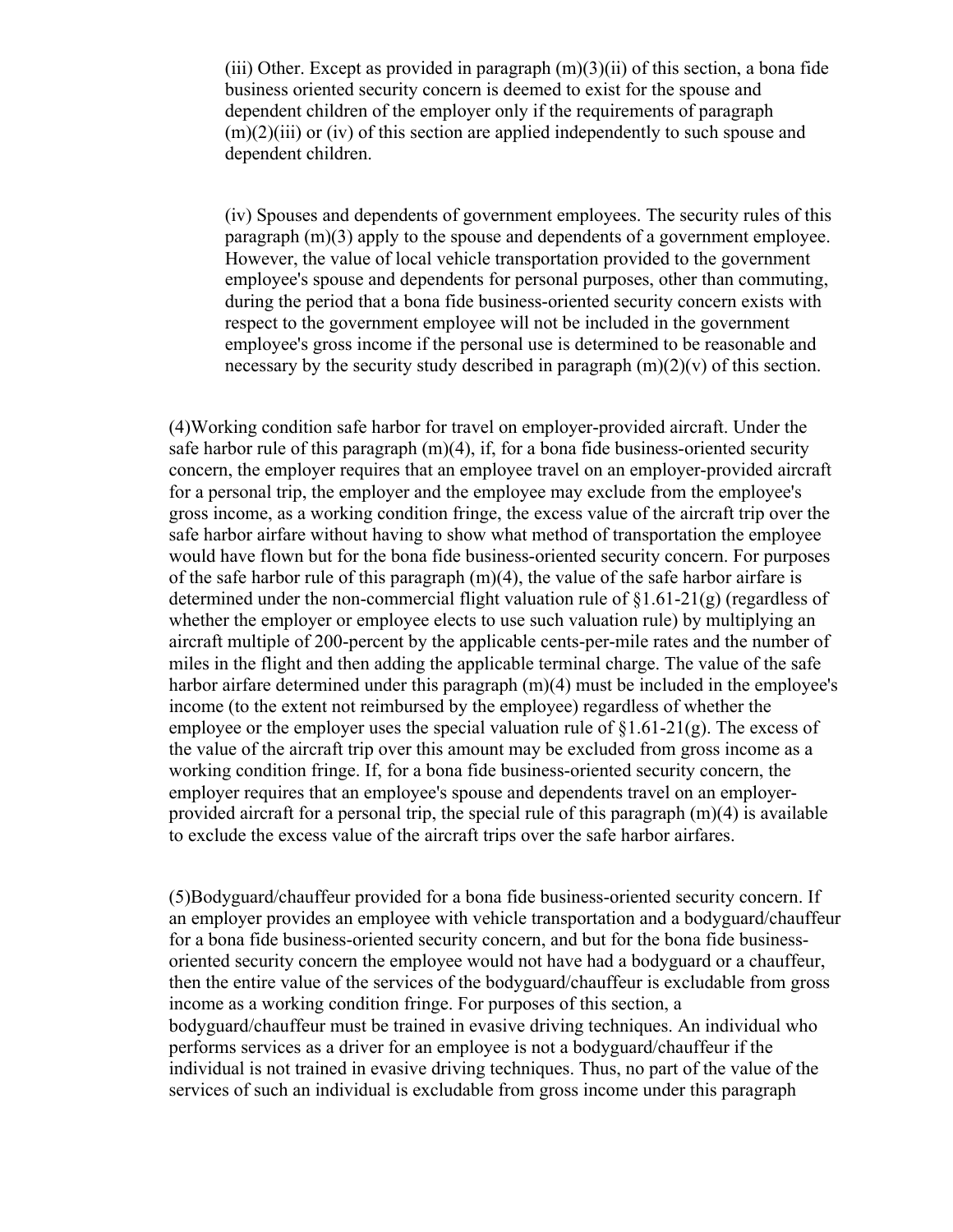(iii) Other. Except as provided in paragraph (m)(3)(ii) of this section, a bona fide business oriented security concern is deemed to exist for the spouse and dependent children of the employer only if the requirements of paragraph (m)(2)(iii) or (iv) of this section are applied independently to such spouse and dependent children.

(iv) Spouses and dependents of government employees. The security rules of this paragraph (m)(3) apply to the spouse and dependents of a government employee. However, the value of local vehicle transportation provided to the government employee's spouse and dependents for personal purposes, other than commuting, during the period that a bona fide business-oriented security concern exists with respect to the government employee will not be included in the government employee's gross income if the personal use is determined to be reasonable and necessary by the security study described in paragraph (m)(2)(v) of this section.

(4)Working condition safe harbor for travel on employer-provided aircraft. Under the safe harbor rule of this paragraph (m)(4), if, for a bona fide business-oriented security concern, the employer requires that an employee travel on an employer-provided aircraft for a personal trip, the employer and the employee may exclude from the employee's gross income, as a working condition fringe, the excess value of the aircraft trip over the safe harbor airfare without having to show what method of transportation the employee would have flown but for the bona fide business-oriented security concern. For purposes of the safe harbor rule of this paragraph (m)(4), the value of the safe harbor airfare is determined under the non-commercial flight valuation rule of §1.61-21(g) (regardless of whether the employer or employee elects to use such valuation rule) by multiplying an aircraft multiple of 200-percent by the applicable cents-per-mile rates and the number of miles in the flight and then adding the applicable terminal charge. The value of the safe harbor airfare determined under this paragraph (m)(4) must be included in the employee's income (to the extent not reimbursed by the employee) regardless of whether the employee or the employer uses the special valuation rule of §1.61-21(g). The excess of the value of the aircraft trip over this amount may be excluded from gross income as a working condition fringe. If, for a bona fide business-oriented security concern, the employer requires that an employee's spouse and dependents travel on an employer-provided aircraft for a personal trip, the special rule of this paragraph (m)(4) is available to exclude the excess value of the aircraft trips over the safe harbor airfares.

(5)Bodyguard/chauffeur provided for a bona fide business-oriented security concern. If an employer provides an employee with vehicle transportation and a bodyguard/chauffeur for a bona fide business-oriented security concern, and but for the bona fide business-oriented security concern the employee would not have had a bodyguard or a chauffeur, then the entire value of the services of the bodyguard/chauffeur is excludable from gross income as a working condition fringe. For purposes of this section, a bodyguard/chauffeur must be trained in evasive driving techniques. An individual who performs services as a driver for an employee is not a bodyguard/chauffeur if the individual is not trained in evasive driving techniques. Thus, no part of the value of the services of such an individual is excludable from gross income under this paragraph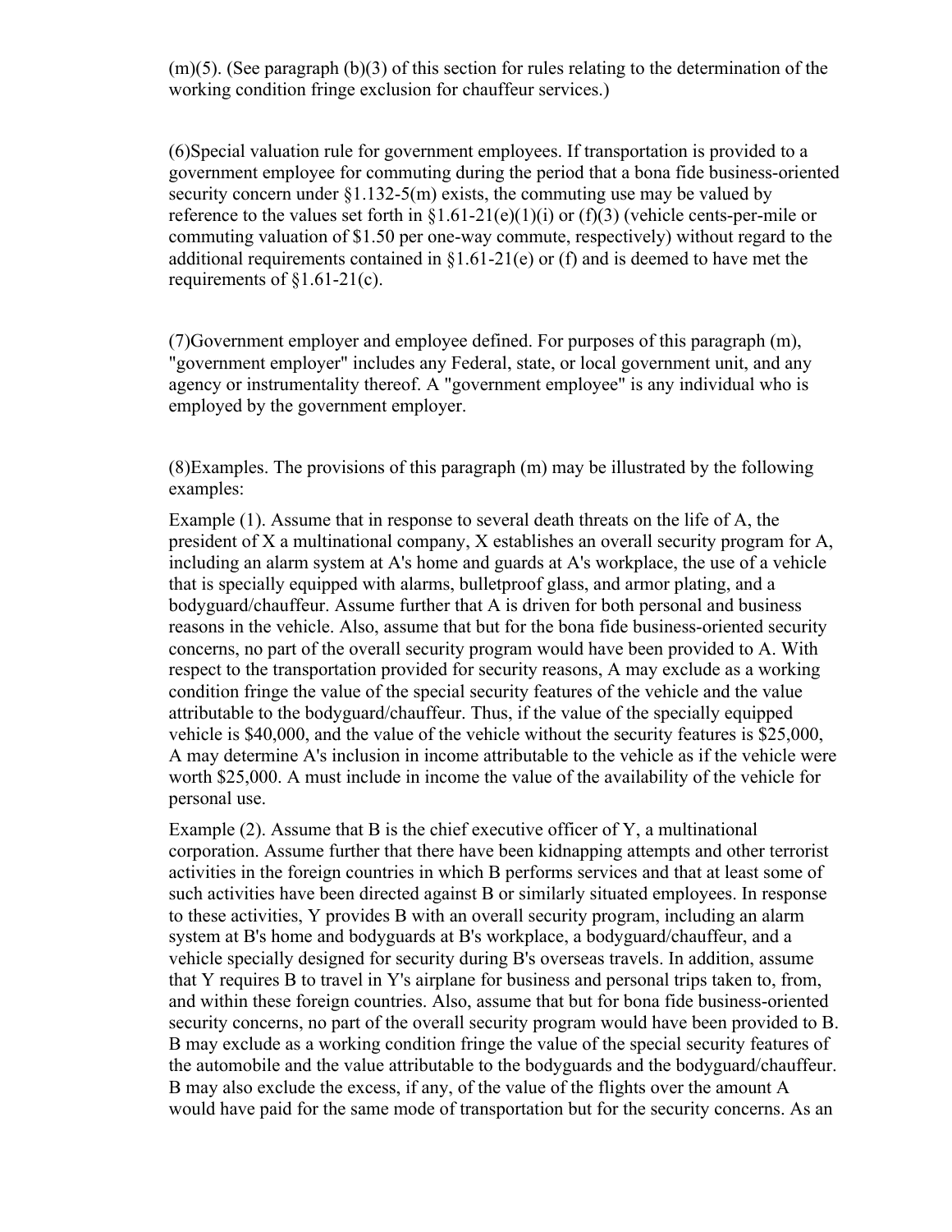(m)(5). (See paragraph (b)(3) of this section for rules relating to the determination of the working condition fringe exclusion for chauffeur services.)

(6)Special valuation rule for government employees. If transportation is provided to a government employee for commuting during the period that a bona fide business-oriented security concern under §1.132-5(m) exists, the commuting use may be valued by reference to the values set forth in §1.61-21(e)(1)(i) or (f)(3) (vehicle cents-per-mile or commuting valuation of $1.50 per one-way commute, respectively) without regard to the additional requirements contained in §1.61-21(e) or (f) and is deemed to have met the requirements of §1.61-21(c).

(7)Government employer and employee defined. For purposes of this paragraph (m), "government employer" includes any Federal, state, or local government unit, and any agency or instrumentality thereof. A "government employee" is any individual who is employed by the government employer.

(8)Examples. The provisions of this paragraph (m) may be illustrated by the following examples:

Example (1). Assume that in response to several death threats on the life of A, the president of X a multinational company, X establishes an overall security program for A, including an alarm system at A's home and guards at A's workplace, the use of a vehicle that is specially equipped with alarms, bulletproof glass, and armor plating, and a bodyguard/chauffeur. Assume further that A is driven for both personal and business reasons in the vehicle. Also, assume that but for the bona fide business-oriented security concerns, no part of the overall security program would have been provided to A. With respect to the transportation provided for security reasons, A may exclude as a working condition fringe the value of the special security features of the vehicle and the value attributable to the bodyguard/chauffeur. Thus, if the value of the specially equipped vehicle is $40,000, and the value of the vehicle without the security features is $25,000, A may determine A's inclusion in income attributable to the vehicle as if the vehicle were worth $25,000. A must include in income the value of the availability of the vehicle for personal use.

Example (2). Assume that B is the chief executive officer of Y, a multinational corporation. Assume further that there have been kidnapping attempts and other terrorist activities in the foreign countries in which B performs services and that at least some of such activities have been directed against B or similarly situated employees. In response to these activities, Y provides B with an overall security program, including an alarm system at B's home and bodyguards at B's workplace, a bodyguard/chauffeur, and a vehicle specially designed for security during B's overseas travels. In addition, assume that Y requires B to travel in Y's airplane for business and personal trips taken to, from, and within these foreign countries. Also, assume that but for bona fide business-oriented security concerns, no part of the overall security program would have been provided to B. B may exclude as a working condition fringe the value of the special security features of the automobile and the value attributable to the bodyguards and the bodyguard/chauffeur. B may also exclude the excess, if any, of the value of the flights over the amount A would have paid for the same mode of transportation but for the security concerns. As an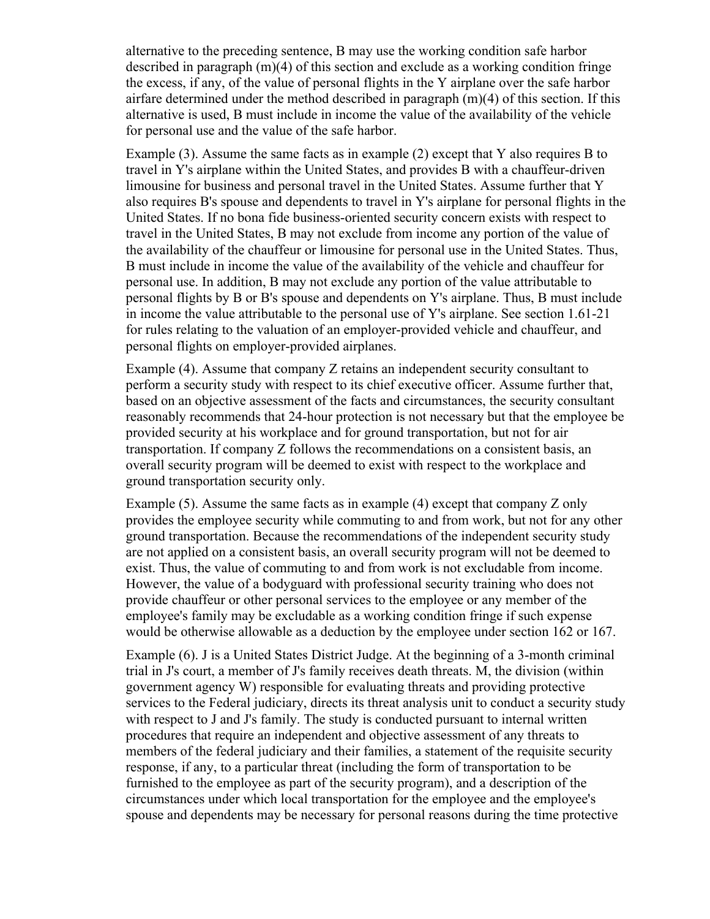alternative to the preceding sentence, B may use the working condition safe harbor described in paragraph (m)(4) of this section and exclude as a working condition fringe the excess, if any, of the value of personal flights in the Y airplane over the safe harbor airfare determined under the method described in paragraph (m)(4) of this section. If this alternative is used, B must include in income the value of the availability of the vehicle for personal use and the value of the safe harbor.

Example (3). Assume the same facts as in example (2) except that Y also requires B to travel in Y's airplane within the United States, and provides B with a chauffeur-driven limousine for business and personal travel in the United States. Assume further that Y also requires B's spouse and dependents to travel in Y's airplane for personal flights in the United States. If no bona fide business-oriented security concern exists with respect to travel in the United States, B may not exclude from income any portion of the value of the availability of the chauffeur or limousine for personal use in the United States. Thus, B must include in income the value of the availability of the vehicle and chauffeur for personal use. In addition, B may not exclude any portion of the value attributable to personal flights by B or B's spouse and dependents on Y's airplane. Thus, B must include in income the value attributable to the personal use of Y's airplane. See section 1.61-21 for rules relating to the valuation of an employer-provided vehicle and chauffeur, and personal flights on employer-provided airplanes.

Example (4). Assume that company Z retains an independent security consultant to perform a security study with respect to its chief executive officer. Assume further that, based on an objective assessment of the facts and circumstances, the security consultant reasonably recommends that 24-hour protection is not necessary but that the employee be provided security at his workplace and for ground transportation, but not for air transportation. If company Z follows the recommendations on a consistent basis, an overall security program will be deemed to exist with respect to the workplace and ground transportation security only.

Example (5). Assume the same facts as in example (4) except that company Z only provides the employee security while commuting to and from work, but not for any other ground transportation. Because the recommendations of the independent security study are not applied on a consistent basis, an overall security program will not be deemed to exist. Thus, the value of commuting to and from work is not excludable from income. However, the value of a bodyguard with professional security training who does not provide chauffeur or other personal services to the employee or any member of the employee's family may be excludable as a working condition fringe if such expense would be otherwise allowable as a deduction by the employee under section 162 or 167.

Example (6). J is a United States District Judge. At the beginning of a 3-month criminal trial in J's court, a member of J's family receives death threats. M, the division (within government agency W) responsible for evaluating threats and providing protective services to the Federal judiciary, directs its threat analysis unit to conduct a security study with respect to J and J's family. The study is conducted pursuant to internal written procedures that require an independent and objective assessment of any threats to members of the federal judiciary and their families, a statement of the requisite security response, if any, to a particular threat (including the form of transportation to be furnished to the employee as part of the security program), and a description of the circumstances under which local transportation for the employee and the employee's spouse and dependents may be necessary for personal reasons during the time protective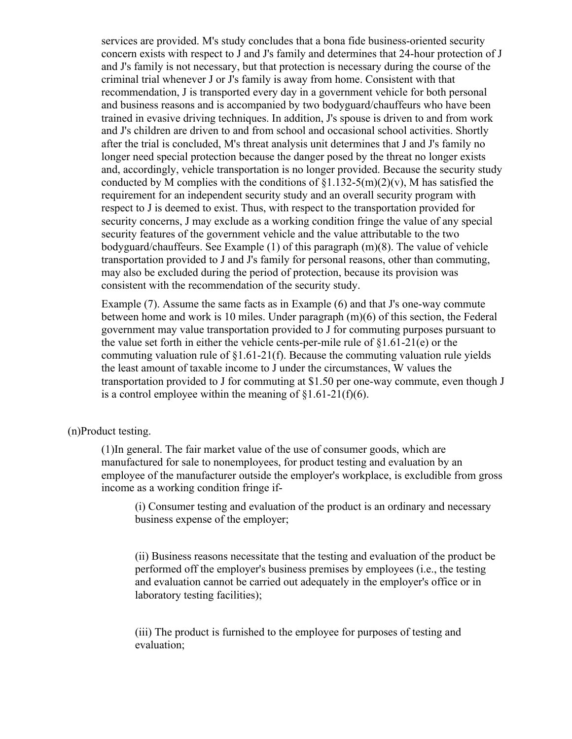services are provided. M's study concludes that a bona fide business-oriented security concern exists with respect to J and J's family and determines that 24-hour protection of J and J's family is not necessary, but that protection is necessary during the course of the criminal trial whenever J or J's family is away from home. Consistent with that recommendation, J is transported every day in a government vehicle for both personal and business reasons and is accompanied by two bodyguard/chauffeurs who have been trained in evasive driving techniques. In addition, J's spouse is driven to and from work and J's children are driven to and from school and occasional school activities. Shortly after the trial is concluded, M's threat analysis unit determines that J and J's family no longer need special protection because the danger posed by the threat no longer exists and, accordingly, vehicle transportation is no longer provided. Because the security study conducted by M complies with the conditions of §1.132-5(m)(2)(v), M has satisfied the requirement for an independent security study and an overall security program with respect to J is deemed to exist. Thus, with respect to the transportation provided for security concerns, J may exclude as a working condition fringe the value of any special security features of the government vehicle and the value attributable to the two bodyguard/chauffeurs. See Example (1) of this paragraph (m)(8). The value of vehicle transportation provided to J and J's family for personal reasons, other than commuting, may also be excluded during the period of protection, because its provision was consistent with the recommendation of the security study.

Example (7). Assume the same facts as in Example (6) and that J's one-way commute between home and work is 10 miles. Under paragraph (m)(6) of this section, the Federal government may value transportation provided to J for commuting purposes pursuant to the value set forth in either the vehicle cents-per-mile rule of §1.61-21(e) or the commuting valuation rule of §1.61-21(f). Because the commuting valuation rule yields the least amount of taxable income to J under the circumstances, W values the transportation provided to J for commuting at $1.50 per one-way commute, even though J is a control employee within the meaning of §1.61-21(f)(6).

(n)Product testing.

(1)In general. The fair market value of the use of consumer goods, which are manufactured for sale to nonemployees, for product testing and evaluation by an employee of the manufacturer outside the employer's workplace, is excludible from gross income as a working condition fringe if-

(i) Consumer testing and evaluation of the product is an ordinary and necessary business expense of the employer;

(ii) Business reasons necessitate that the testing and evaluation of the product be performed off the employer's business premises by employees (i.e., the testing and evaluation cannot be carried out adequately in the employer's office or in laboratory testing facilities);

(iii) The product is furnished to the employee for purposes of testing and evaluation;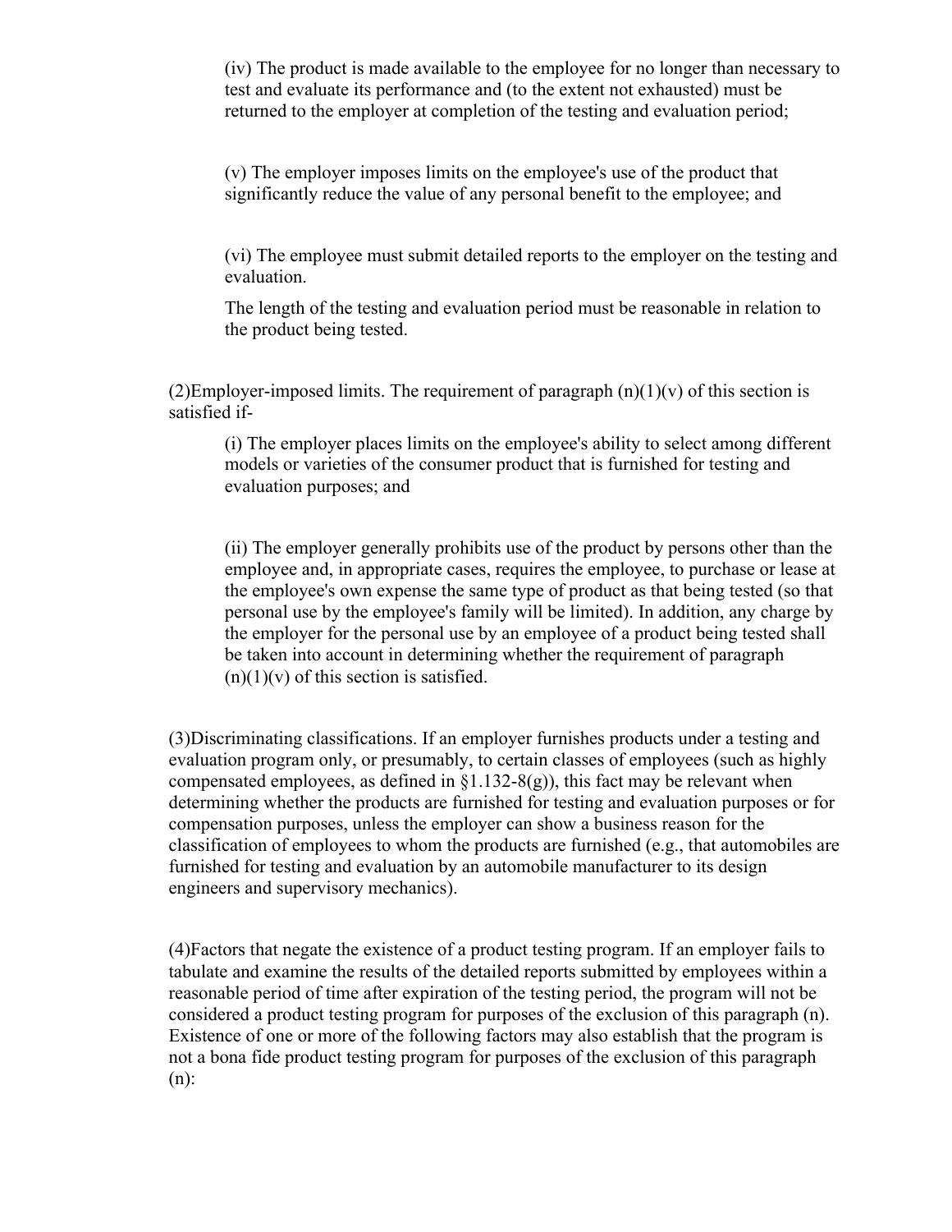(iv) The product is made available to the employee for no longer than necessary to test and evaluate its performance and (to the extent not exhausted) must be returned to the employer at completion of the testing and evaluation period;

(v) The employer imposes limits on the employee's use of the product that significantly reduce the value of any personal benefit to the employee; and

(vi) The employee must submit detailed reports to the employer on the testing and evaluation.

The length of the testing and evaluation period must be reasonable in relation to the product being tested.

(2)Employer-imposed limits. The requirement of paragraph (n)(1)(v) of this section is satisfied if-

(i) The employer places limits on the employee's ability to select among different models or varieties of the consumer product that is furnished for testing and evaluation purposes; and

(ii) The employer generally prohibits use of the product by persons other than the employee and, in appropriate cases, requires the employee, to purchase or lease at the employee's own expense the same type of product as that being tested (so that personal use by the employee's family will be limited). In addition, any charge by the employer for the personal use by an employee of a product being tested shall be taken into account in determining whether the requirement of paragraph (n)(1)(v) of this section is satisfied.

(3)Discriminating classifications. If an employer furnishes products under a testing and evaluation program only, or presumably, to certain classes of employees (such as highly compensated employees, as defined in §1.132-8(g)), this fact may be relevant when determining whether the products are furnished for testing and evaluation purposes or for compensation purposes, unless the employer can show a business reason for the classification of employees to whom the products are furnished (e.g., that automobiles are furnished for testing and evaluation by an automobile manufacturer to its design engineers and supervisory mechanics).

(4)Factors that negate the existence of a product testing program. If an employer fails to tabulate and examine the results of the detailed reports submitted by employees within a reasonable period of time after expiration of the testing period, the program will not be considered a product testing program for purposes of the exclusion of this paragraph (n). Existence of one or more of the following factors may also establish that the program is not a bona fide product testing program for purposes of the exclusion of this paragraph (n):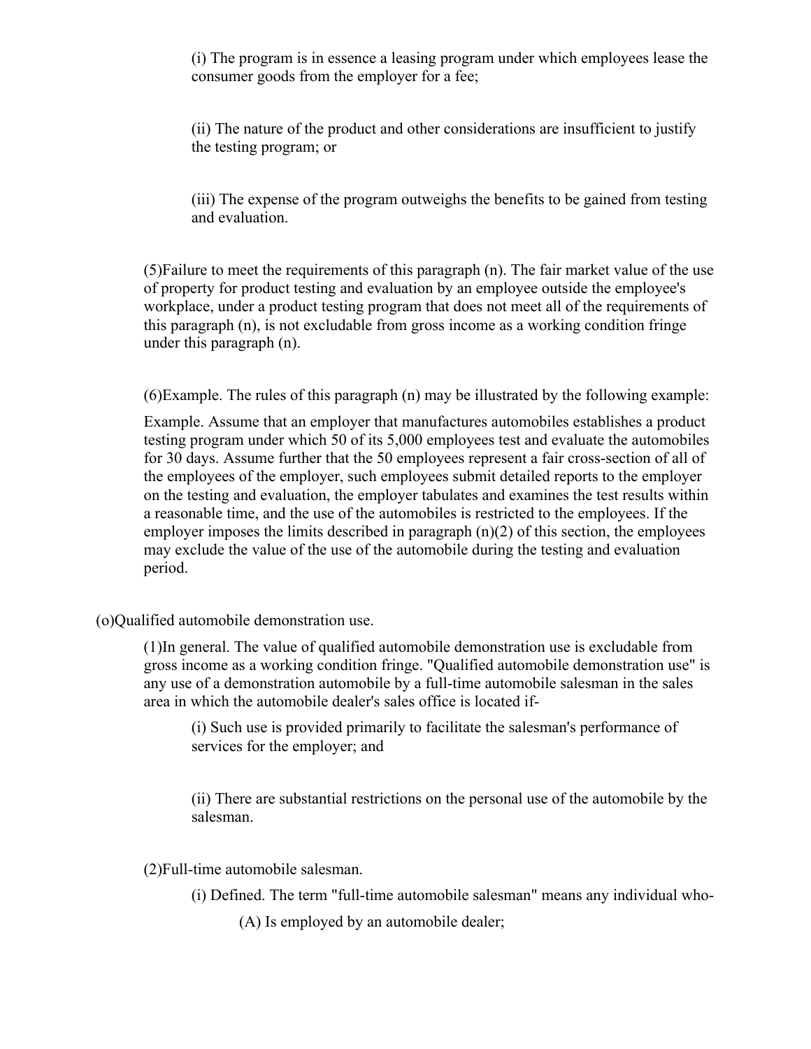(i) The program is in essence a leasing program under which employees lease the consumer goods from the employer for a fee;

(ii) The nature of the product and other considerations are insufficient to justify the testing program; or

(iii) The expense of the program outweighs the benefits to be gained from testing and evaluation.

(5)Failure to meet the requirements of this paragraph (n). The fair market value of the use of property for product testing and evaluation by an employee outside the employee's workplace, under a product testing program that does not meet all of the requirements of this paragraph (n), is not excludable from gross income as a working condition fringe under this paragraph (n).

(6)Example. The rules of this paragraph (n) may be illustrated by the following example:

Example. Assume that an employer that manufactures automobiles establishes a product testing program under which 50 of its 5,000 employees test and evaluate the automobiles for 30 days. Assume further that the 50 employees represent a fair cross-section of all of the employees of the employer, such employees submit detailed reports to the employer on the testing and evaluation, the employer tabulates and examines the test results within a reasonable time, and the use of the automobiles is restricted to the employees. If the employer imposes the limits described in paragraph (n)(2) of this section, the employees may exclude the value of the use of the automobile during the testing and evaluation period.

(o)Qualified automobile demonstration use.

(1)In general. The value of qualified automobile demonstration use is excludable from gross income as a working condition fringe. "Qualified automobile demonstration use" is any use of a demonstration automobile by a full-time automobile salesman in the sales area in which the automobile dealer's sales office is located if-

(i) Such use is provided primarily to facilitate the salesman's performance of services for the employer; and

(ii) There are substantial restrictions on the personal use of the automobile by the salesman.

(2)Full-time automobile salesman.

(i) Defined. The term "full-time automobile salesman" means any individual who-

(A) Is employed by an automobile dealer;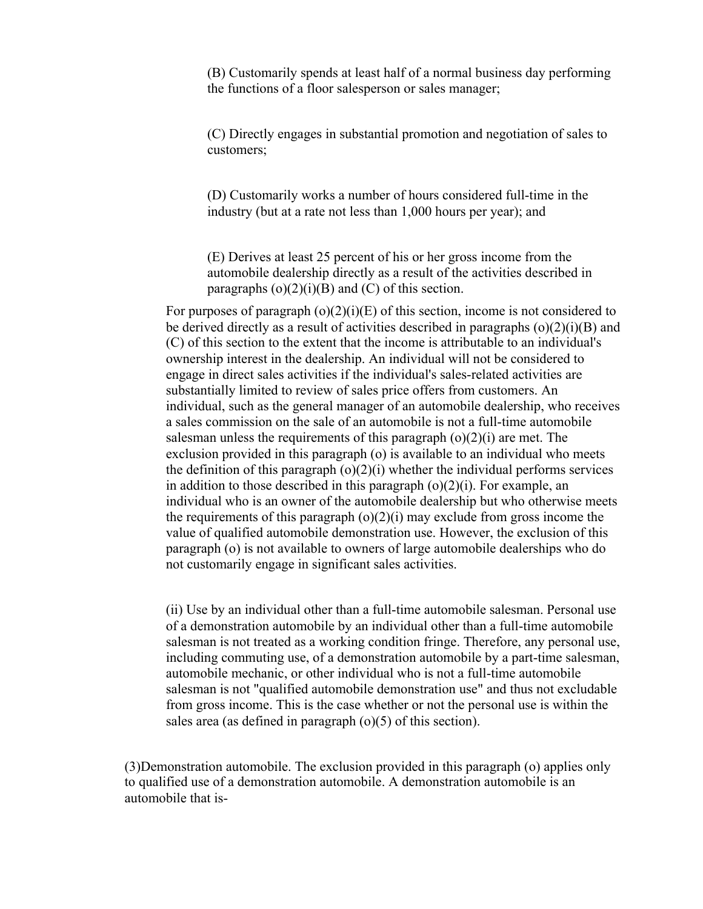(B) Customarily spends at least half of a normal business day performing the functions of a floor salesperson or sales manager;

(C) Directly engages in substantial promotion and negotiation of sales to customers;

(D) Customarily works a number of hours considered full-time in the industry (but at a rate not less than 1,000 hours per year); and

(E) Derives at least 25 percent of his or her gross income from the automobile dealership directly as a result of the activities described in paragraphs (o)(2)(i)(B) and (C) of this section.

For purposes of paragraph (o)(2)(i)(E) of this section, income is not considered to be derived directly as a result of activities described in paragraphs (o)(2)(i)(B) and (C) of this section to the extent that the income is attributable to an individual's ownership interest in the dealership. An individual will not be considered to engage in direct sales activities if the individual's sales-related activities are substantially limited to review of sales price offers from customers. An individual, such as the general manager of an automobile dealership, who receives a sales commission on the sale of an automobile is not a full-time automobile salesman unless the requirements of this paragraph (o)(2)(i) are met. The exclusion provided in this paragraph (o) is available to an individual who meets the definition of this paragraph (o)(2)(i) whether the individual performs services in addition to those described in this paragraph (o)(2)(i). For example, an individual who is an owner of the automobile dealership but who otherwise meets the requirements of this paragraph (o)(2)(i) may exclude from gross income the value of qualified automobile demonstration use. However, the exclusion of this paragraph (o) is not available to owners of large automobile dealerships who do not customarily engage in significant sales activities.

(ii) Use by an individual other than a full-time automobile salesman. Personal use of a demonstration automobile by an individual other than a full-time automobile salesman is not treated as a working condition fringe. Therefore, any personal use, including commuting use, of a demonstration automobile by a part-time salesman, automobile mechanic, or other individual who is not a full-time automobile salesman is not "qualified automobile demonstration use" and thus not excludable from gross income. This is the case whether or not the personal use is within the sales area (as defined in paragraph (o)(5) of this section).

(3)Demonstration automobile. The exclusion provided in this paragraph (o) applies only to qualified use of a demonstration automobile. A demonstration automobile is an automobile that is-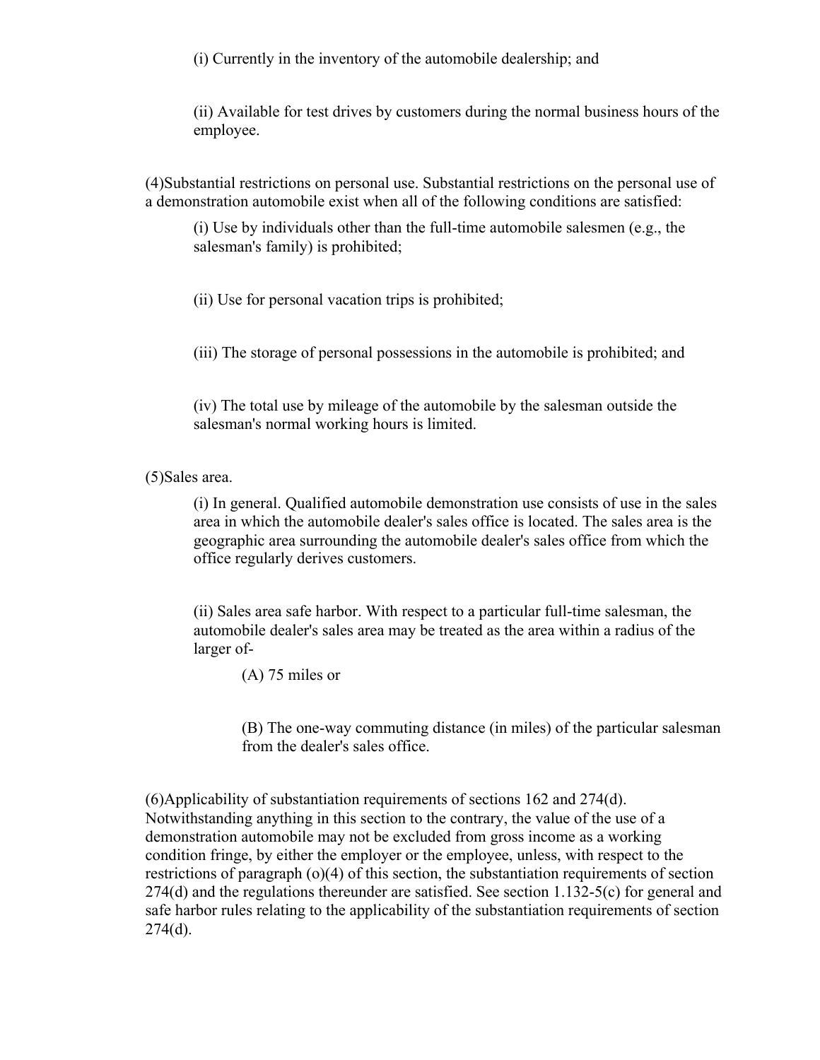(i) Currently in the inventory of the automobile dealership; and

(ii) Available for test drives by customers during the normal business hours of the employee.

(4)Substantial restrictions on personal use. Substantial restrictions on the personal use of a demonstration automobile exist when all of the following conditions are satisfied:

(i) Use by individuals other than the full-time automobile salesmen (e.g., the salesman's family) is prohibited;

(ii) Use for personal vacation trips is prohibited;

(iii) The storage of personal possessions in the automobile is prohibited; and

(iv) The total use by mileage of the automobile by the salesman outside the salesman's normal working hours is limited.

(5)Sales area.

(i) In general. Qualified automobile demonstration use consists of use in the sales area in which the automobile dealer's sales office is located. The sales area is the geographic area surrounding the automobile dealer's sales office from which the office regularly derives customers.

(ii) Sales area safe harbor. With respect to a particular full-time salesman, the automobile dealer's sales area may be treated as the area within a radius of the larger of-

(A) 75 miles or

(B) The one-way commuting distance (in miles) of the particular salesman from the dealer's sales office.

(6)Applicability of substantiation requirements of sections 162 and 274(d). Notwithstanding anything in this section to the contrary, the value of the use of a demonstration automobile may not be excluded from gross income as a working condition fringe, by either the employer or the employee, unless, with respect to the restrictions of paragraph (o)(4) of this section, the substantiation requirements of section 274(d) and the regulations thereunder are satisfied. See section 1.132-5(c) for general and safe harbor rules relating to the applicability of the substantiation requirements of section 274(d).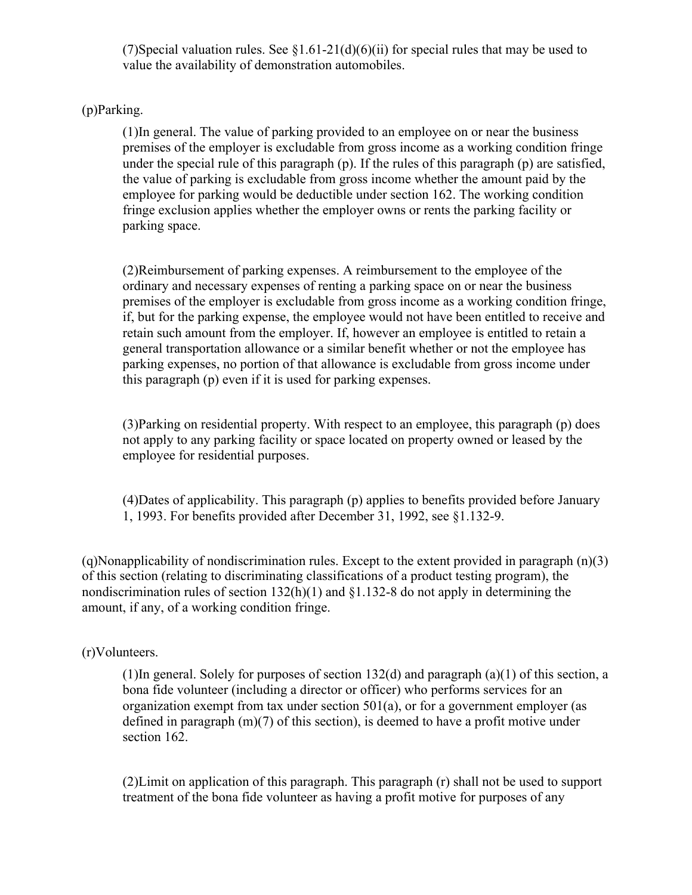(7)Special valuation rules. See §1.61-21(d)(6)(ii) for special rules that may be used to value the availability of demonstration automobiles.

(p)Parking.

(1)In general. The value of parking provided to an employee on or near the business premises of the employer is excludable from gross income as a working condition fringe under the special rule of this paragraph (p). If the rules of this paragraph (p) are satisfied, the value of parking is excludable from gross income whether the amount paid by the employee for parking would be deductible under section 162. The working condition fringe exclusion applies whether the employer owns or rents the parking facility or parking space.

(2)Reimbursement of parking expenses. A reimbursement to the employee of the ordinary and necessary expenses of renting a parking space on or near the business premises of the employer is excludable from gross income as a working condition fringe, if, but for the parking expense, the employee would not have been entitled to receive and retain such amount from the employer. If, however an employee is entitled to retain a general transportation allowance or a similar benefit whether or not the employee has parking expenses, no portion of that allowance is excludable from gross income under this paragraph (p) even if it is used for parking expenses.

(3)Parking on residential property. With respect to an employee, this paragraph (p) does not apply to any parking facility or space located on property owned or leased by the employee for residential purposes.

(4)Dates of applicability. This paragraph (p) applies to benefits provided before January 1, 1993. For benefits provided after December 31, 1992, see §1.132-9.

(q)Nonapplicability of nondiscrimination rules. Except to the extent provided in paragraph (n)(3) of this section (relating to discriminating classifications of a product testing program), the nondiscrimination rules of section 132(h)(1) and §1.132-8 do not apply in determining the amount, if any, of a working condition fringe.

(r)Volunteers.

(1)In general. Solely for purposes of section 132(d) and paragraph (a)(1) of this section, a bona fide volunteer (including a director or officer) who performs services for an organization exempt from tax under section 501(a), or for a government employer (as defined in paragraph (m)(7) of this section), is deemed to have a profit motive under section 162.

(2)Limit on application of this paragraph. This paragraph (r) shall not be used to support treatment of the bona fide volunteer as having a profit motive for purposes of any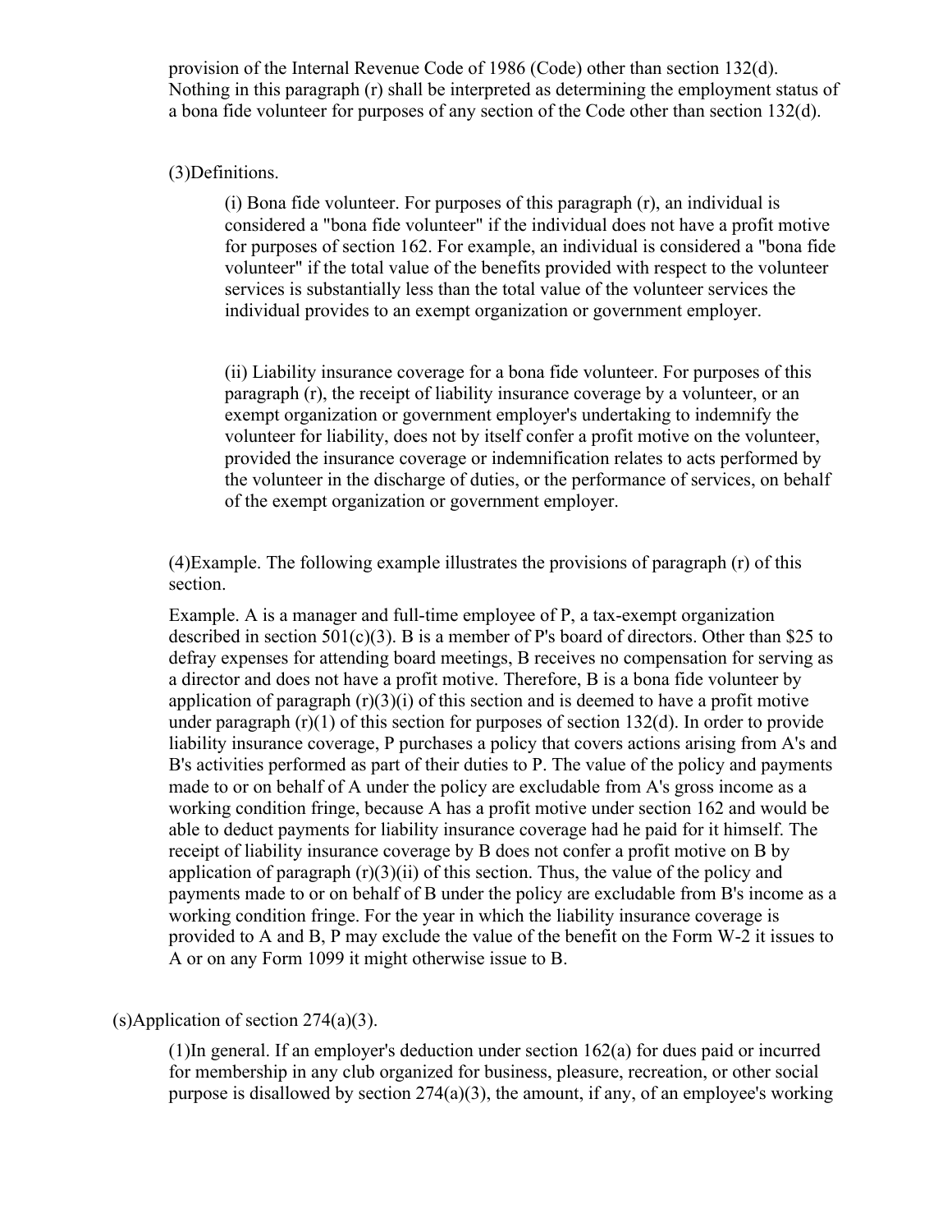provision of the Internal Revenue Code of 1986 (Code) other than section 132(d). Nothing in this paragraph (r) shall be interpreted as determining the employment status of a bona fide volunteer for purposes of any section of the Code other than section 132(d).

(3)Definitions.

(i) Bona fide volunteer. For purposes of this paragraph (r), an individual is considered a "bona fide volunteer" if the individual does not have a profit motive for purposes of section 162. For example, an individual is considered a "bona fide volunteer" if the total value of the benefits provided with respect to the volunteer services is substantially less than the total value of the volunteer services the individual provides to an exempt organization or government employer.

(ii) Liability insurance coverage for a bona fide volunteer. For purposes of this paragraph (r), the receipt of liability insurance coverage by a volunteer, or an exempt organization or government employer's undertaking to indemnify the volunteer for liability, does not by itself confer a profit motive on the volunteer, provided the insurance coverage or indemnification relates to acts performed by the volunteer in the discharge of duties, or the performance of services, on behalf of the exempt organization or government employer.

(4)Example. The following example illustrates the provisions of paragraph (r) of this section.

Example. A is a manager and full-time employee of P, a tax-exempt organization described in section 501(c)(3). B is a member of P's board of directors. Other than $25 to defray expenses for attending board meetings, B receives no compensation for serving as a director and does not have a profit motive. Therefore, B is a bona fide volunteer by application of paragraph (r)(3)(i) of this section and is deemed to have a profit motive under paragraph (r)(1) of this section for purposes of section 132(d). In order to provide liability insurance coverage, P purchases a policy that covers actions arising from A's and B's activities performed as part of their duties to P. The value of the policy and payments made to or on behalf of A under the policy are excludable from A's gross income as a working condition fringe, because A has a profit motive under section 162 and would be able to deduct payments for liability insurance coverage had he paid for it himself. The receipt of liability insurance coverage by B does not confer a profit motive on B by application of paragraph (r)(3)(ii) of this section. Thus, the value of the policy and payments made to or on behalf of B under the policy are excludable from B's income as a working condition fringe. For the year in which the liability insurance coverage is provided to A and B, P may exclude the value of the benefit on the Form W-2 it issues to A or on any Form 1099 it might otherwise issue to B.

(s)Application of section 274(a)(3).

(1)In general. If an employer's deduction under section 162(a) for dues paid or incurred for membership in any club organized for business, pleasure, recreation, or other social purpose is disallowed by section 274(a)(3), the amount, if any, of an employee's working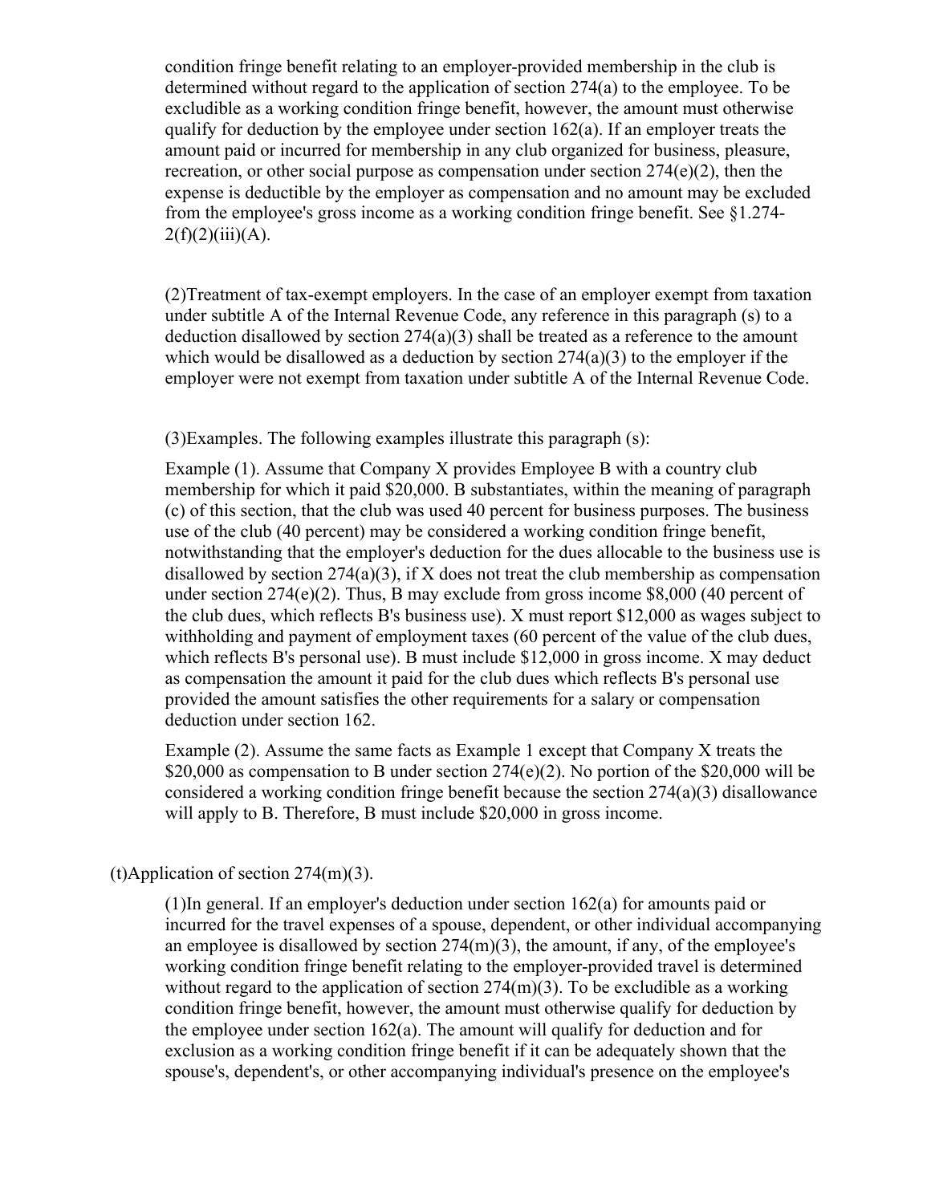condition fringe benefit relating to an employer-provided membership in the club is determined without regard to the application of section 274(a) to the employee. To be excludible as a working condition fringe benefit, however, the amount must otherwise qualify for deduction by the employee under section 162(a). If an employer treats the amount paid or incurred for membership in any club organized for business, pleasure, recreation, or other social purpose as compensation under section 274(e)(2), then the expense is deductible by the employer as compensation and no amount may be excluded from the employee's gross income as a working condition fringe benefit. See §1.274-2(f)(2)(iii)(A).

(2)Treatment of tax-exempt employers. In the case of an employer exempt from taxation under subtitle A of the Internal Revenue Code, any reference in this paragraph (s) to a deduction disallowed by section 274(a)(3) shall be treated as a reference to the amount which would be disallowed as a deduction by section 274(a)(3) to the employer if the employer were not exempt from taxation under subtitle A of the Internal Revenue Code.

(3)Examples. The following examples illustrate this paragraph (s):

Example (1). Assume that Company X provides Employee B with a country club membership for which it paid $20,000. B substantiates, within the meaning of paragraph (c) of this section, that the club was used 40 percent for business purposes. The business use of the club (40 percent) may be considered a working condition fringe benefit, notwithstanding that the employer's deduction for the dues allocable to the business use is disallowed by section 274(a)(3), if X does not treat the club membership as compensation under section 274(e)(2). Thus, B may exclude from gross income $8,000 (40 percent of the club dues, which reflects B's business use). X must report $12,000 as wages subject to withholding and payment of employment taxes (60 percent of the value of the club dues, which reflects B's personal use). B must include $12,000 in gross income. X may deduct as compensation the amount it paid for the club dues which reflects B's personal use provided the amount satisfies the other requirements for a salary or compensation deduction under section 162.

Example (2). Assume the same facts as Example 1 except that Company X treats the $20,000 as compensation to B under section 274(e)(2). No portion of the $20,000 will be considered a working condition fringe benefit because the section 274(a)(3) disallowance will apply to B. Therefore, B must include $20,000 in gross income.

(t)Application of section 274(m)(3).

(1)In general. If an employer's deduction under section 162(a) for amounts paid or incurred for the travel expenses of a spouse, dependent, or other individual accompanying an employee is disallowed by section 274(m)(3), the amount, if any, of the employee's working condition fringe benefit relating to the employer-provided travel is determined without regard to the application of section 274(m)(3). To be excludible as a working condition fringe benefit, however, the amount must otherwise qualify for deduction by the employee under section 162(a). The amount will qualify for deduction and for exclusion as a working condition fringe benefit if it can be adequately shown that the spouse's, dependent's, or other accompanying individual's presence on the employee's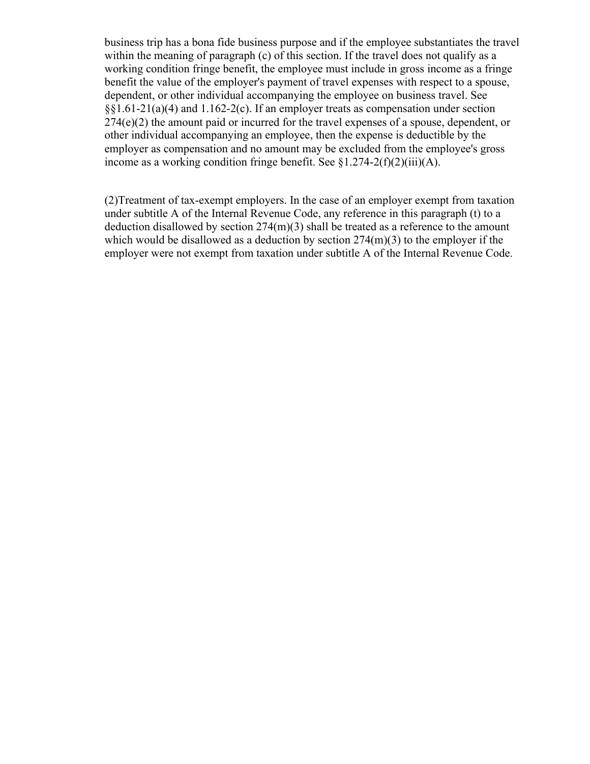business trip has a bona fide business purpose and if the employee substantiates the travel within the meaning of paragraph (c) of this section. If the travel does not qualify as a working condition fringe benefit, the employee must include in gross income as a fringe benefit the value of the employer's payment of travel expenses with respect to a spouse, dependent, or other individual accompanying the employee on business travel. See §§1.61-21(a)(4) and 1.162-2(c). If an employer treats as compensation under section 274(e)(2) the amount paid or incurred for the travel expenses of a spouse, dependent, or other individual accompanying an employee, then the expense is deductible by the employer as compensation and no amount may be excluded from the employee's gross income as a working condition fringe benefit. See §1.274-2(f)(2)(iii)(A).

(2)Treatment of tax-exempt employers. In the case of an employer exempt from taxation under subtitle A of the Internal Revenue Code, any reference in this paragraph (t) to a deduction disallowed by section 274(m)(3) shall be treated as a reference to the amount which would be disallowed as a deduction by section 274(m)(3) to the employer if the employer were not exempt from taxation under subtitle A of the Internal Revenue Code.